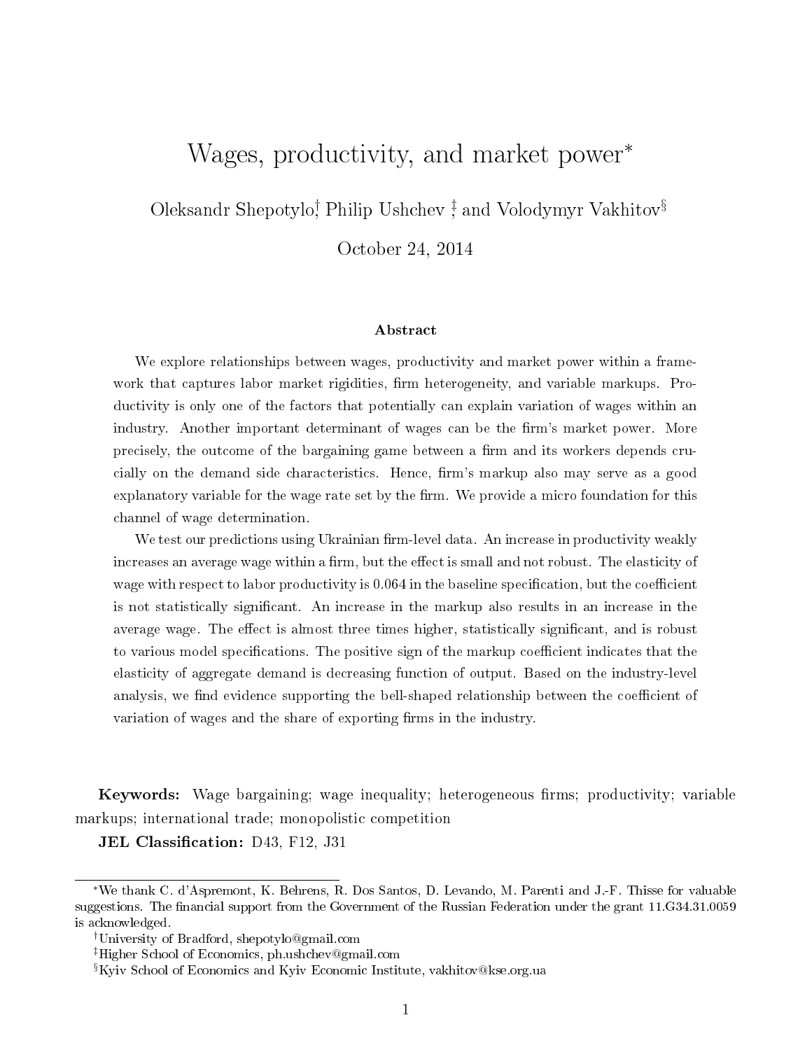# Wages, productivity, and market power*

Oleksandr Shepotylo[†], Philip Ushchev [‡], and Volodymyr Vakhitov[§]

October 24, 2014

### Abstract

We explore relationships between wages, productivity and market power within a framework that captures labor market rigidities, firm heterogeneity, and variable markups. Productivity is only one of the factors that potentially can explain variation of wages within an industry. Another important determinant of wages can be the firm's market power. More precisely, the outcome of the bargaining game between a firm and its workers depends crucially on the demand side characteristics. Hence, firm's markup also may serve as a good explanatory variable for the wage rate set by the firm. We provide a micro foundation for this channel of wage determination.

We test our predictions using Ukrainian firm-level data. An increase in productivity weakly increases an average wage within a firm, but the effect is small and not robust. The elasticity of wage with respect to labor productivity is 0.064 in the baseline specification, but the coefficient is not statistically significant. An increase in the markup also results in an increase in the average wage. The effect is almost three times higher, statistically significant, and is robust to various model specifications. The positive sign of the markup coefficient indicates that the elasticity of aggregate demand is decreasing function of output. Based on the industry-level analysis, we find evidence supporting the bell-shaped relationship between the coefficient of variation of wages and the share of exporting firms in the industry.

**Keywords:** Wage bargaining; wage inequality; heterogeneous firms; productivity; variable markups; international trade; monopolistic competition

**JEL Classification:** D43, F12, J31

---

*We thank C. d'Aspremont, K. Behrens, R. Dos Santos, D. Levando, M. Parenti and J.-F. Thisse for valuable suggestions. The financial support from the Government of the Russian Federation under the grant 11.G34.31.0059 is acknowledged.

[†]University of Bradford, shepotylo@gmail.com

[‡]Higher School of Economics, ph.ushchev@gmail.com

[§]Kyiv School of Economics and Kyiv Economic Institute, vakhitov@kse.org.ua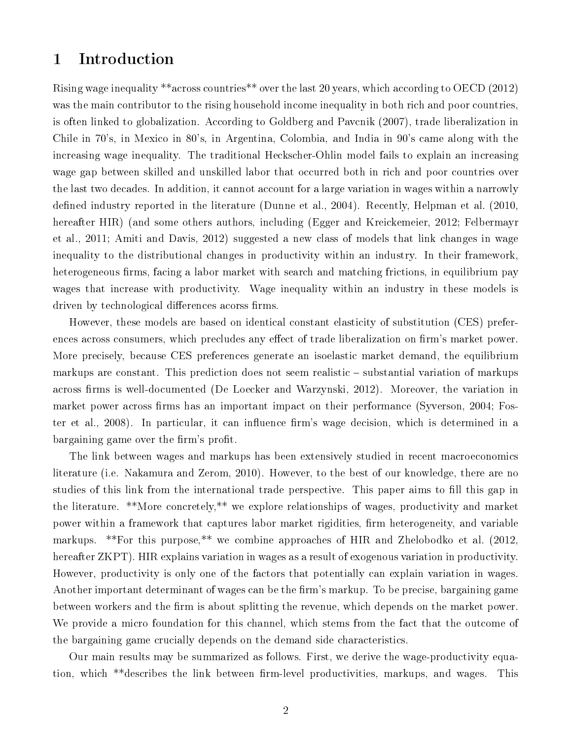# 1 Introduction

Rising wage inequality **across countries** over the last 20 years, which according to OECD (2012) was the main contributor to the rising household income inequality in both rich and poor countries, is often linked to globalization. According to Goldberg and Pavcnik (2007), trade liberalization in Chile in 70's, in Mexico in 80's, in Argentina, Colombia, and India in 90's came along with the increasing wage inequality. The traditional Heckscher-Ohlin model fails to explain an increasing wage gap between skilled and unskilled labor that occurred both in rich and poor countries over the last two decades. In addition, it cannot account for a large variation in wages within a narrowly defined industry reported in the literature (Dunne et al., 2004). Recently, Helpman et al. (2010, hereafter HIR) (and some others authors, including (Egger and Kreickemeier, 2012; Felbermayr et al., 2011; Amiti and Davis, 2012) suggested a new class of models that link changes in wage inequality to the distributional changes in productivity within an industry. In their framework, heterogeneous firms, facing a labor market with search and matching frictions, in equilibrium pay wages that increase with productivity. Wage inequality within an industry in these models is driven by technological differences acorss firms.

However, these models are based on identical constant elasticity of substitution (CES) preferences across consumers, which precludes any effect of trade liberalization on firm's market power. More precisely, because CES preferences generate an isoelastic market demand, the equilibrium markups are constant. This prediction does not seem realistic – substantial variation of markups across firms is well-documented (De Loecker and Warzynski, 2012). Moreover, the variation in market power across firms has an important impact on their performance (Syverson, 2004; Foster et al., 2008). In particular, it can influence firm's wage decision, which is determined in a bargaining game over the firm's profit.

The link between wages and markups has been extensively studied in recent macroeconomics literature (i.e. Nakamura and Zerom, 2010). However, to the best of our knowledge, there are no studies of this link from the international trade perspective. This paper aims to fill this gap in the literature. **More concretely,** we explore relationships of wages, productivity and market power within a framework that captures labor market rigidities, firm heterogeneity, and variable markups. **For this purpose,** we combine approaches of HIR and Zhelobodko et al. (2012, hereafter ZKPT). HIR explains variation in wages as a result of exogenous variation in productivity. However, productivity is only one of the factors that potentially can explain variation in wages. Another important determinant of wages can be the firm's markup. To be precise, bargaining game between workers and the firm is about splitting the revenue, which depends on the market power. We provide a micro foundation for this channel, which stems from the fact that the outcome of the bargaining game crucially depends on the demand side characteristics.

Our main results may be summarized as follows. First, we derive the wage-productivity equation, which **describes the link between firm-level productivities, markups, and wages. This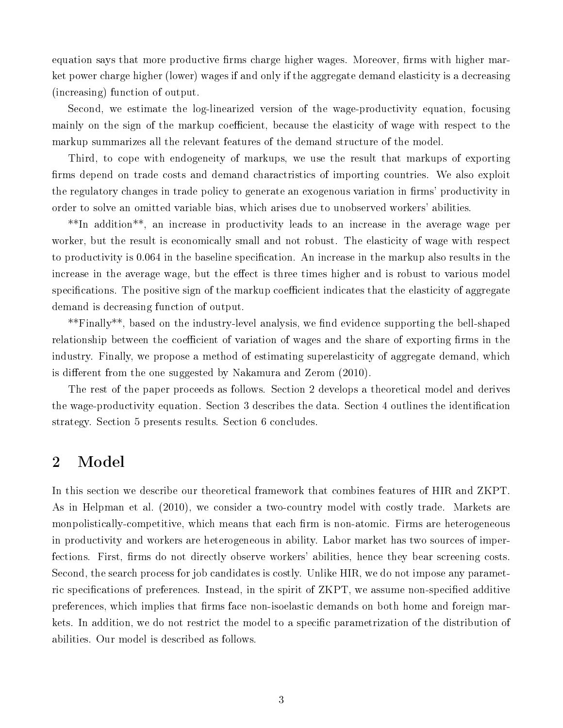equation says that more productive firms charge higher wages. Moreover, firms with higher market power charge higher (lower) wages if and only if the aggregate demand elasticity is a decreasing (increasing) function of output.

Second, we estimate the log-linearized version of the wage-productivity equation, focusing mainly on the sign of the markup coefficient, because the elasticity of wage with respect to the markup summarizes all the relevant features of the demand structure of the model.

Third, to cope with endogeneity of markups, we use the result that markups of exporting firms depend on trade costs and demand charactristics of importing countries. We also exploit the regulatory changes in trade policy to generate an exogenous variation in firms' productivity in order to solve an omitted variable bias, which arises due to unobserved workers' abilities.

**In addition**, an increase in productivity leads to an increase in the average wage per worker, but the result is economically small and not robust. The elasticity of wage with respect to productivity is 0.064 in the baseline specification. An increase in the markup also results in the increase in the average wage, but the effect is three times higher and is robust to various model specifications. The positive sign of the markup coefficient indicates that the elasticity of aggregate demand is decreasing function of output.

**Finally**, based on the industry-level analysis, we find evidence supporting the bell-shaped relationship between the coefficient of variation of wages and the share of exporting firms in the industry. Finally, we propose a method of estimating superelasticity of aggregate demand, which is different from the one suggested by Nakamura and Zerom (2010).

The rest of the paper proceeds as follows. Section 2 develops a theoretical model and derives the wage-productivity equation. Section 3 describes the data. Section 4 outlines the identification strategy. Section 5 presents results. Section 6 concludes.

## 2 Model

In this section we describe our theoretical framework that combines features of HIR and ZKPT. As in Helpman et al. (2010), we consider a two-country model with costly trade. Markets are monpolistically-competitive, which means that each firm is non-atomic. Firms are heterogeneous in productivity and workers are heterogeneous in ability. Labor market has two sources of imperfections. First, firms do not directly observe workers' abilities, hence they bear screening costs. Second, the search process for job candidates is costly. Unlike HIR, we do not impose any parametric specifications of preferences. Instead, in the spirit of ZKPT, we assume non-specified additive preferences, which implies that firms face non-isoelastic demands on both home and foreign markets. In addition, we do not restrict the model to a specific parametrization of the distribution of abilities. Our model is described as follows.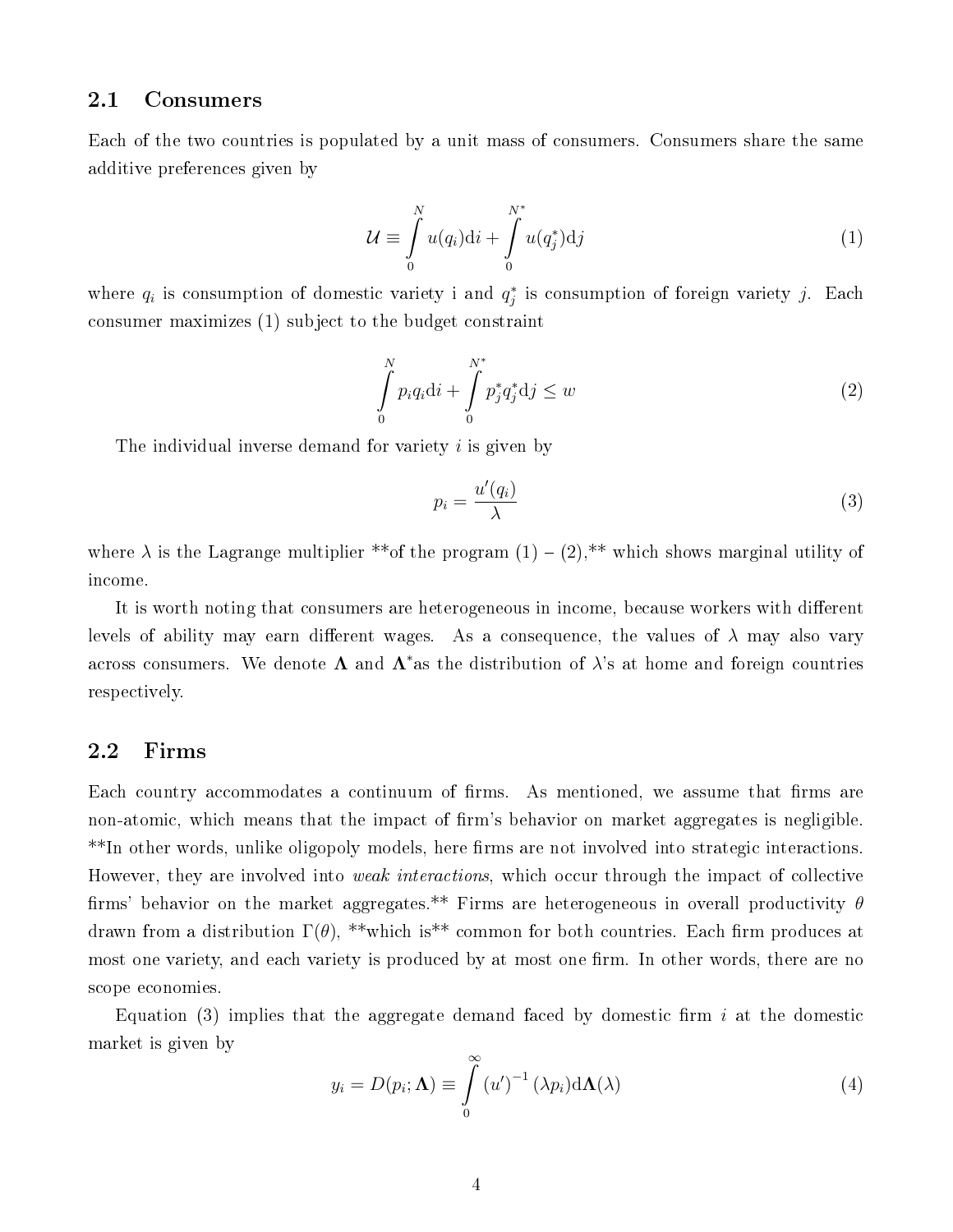## 2.1 Consumers

Each of the two countries is populated by a unit mass of consumers. Consumers share the same additive preferences given by

$$\mathcal{U} \equiv \int_0^N u(q_i)\mathrm{d}i + \int_0^{N^*} u(q_j^*)\mathrm{d}j \tag{1}$$

where $q_i$ is consumption of domestic variety i and $q_j^*$ is consumption of foreign variety $j$. Each consumer maximizes (1) subject to the budget constraint

$$\int_0^N p_i q_i \mathrm{d}i + \int_0^{N^*} p_j^* q_j^* \mathrm{d}j \leq w \tag{2}$$

The individual inverse demand for variety $i$ is given by

$$p_i = \frac{u'(q_i)}{\lambda} \tag{3}$$

where $\lambda$ is the Lagrange multiplier **of the program (1) – (2),** which shows marginal utility of income.

It is worth noting that consumers are heterogeneous in income, because workers with different levels of ability may earn different wages. As a consequence, the values of $\lambda$ may also vary across consumers. We denote $\mathbf{\Lambda}$ and $\mathbf{\Lambda}^*$as the distribution of $\lambda$'s at home and foreign countries respectively.

## 2.2 Firms

Each country accommodates a continuum of firms. As mentioned, we assume that firms are non-atomic, which means that the impact of firm's behavior on market aggregates is negligible. **In other words, unlike oligopoly models, here firms are not involved into strategic interactions. However, they are involved into *weak interactions*, which occur through the impact of collective firms' behavior on the market aggregates.** Firms are heterogeneous in overall productivity $\theta$ drawn from a distribution $\Gamma(\theta)$, **which is** common for both countries. Each firm produces at most one variety, and each variety is produced by at most one firm. In other words, there are no scope economies.

Equation (3) implies that the aggregate demand faced by domestic firm $i$ at the domestic market is given by

$$y_i = D(p_i; \mathbf{\Lambda}) \equiv \int_0^\infty (u')^{-1}(\lambda p_i)\mathrm{d}\mathbf{\Lambda}(\lambda) \tag{4}$$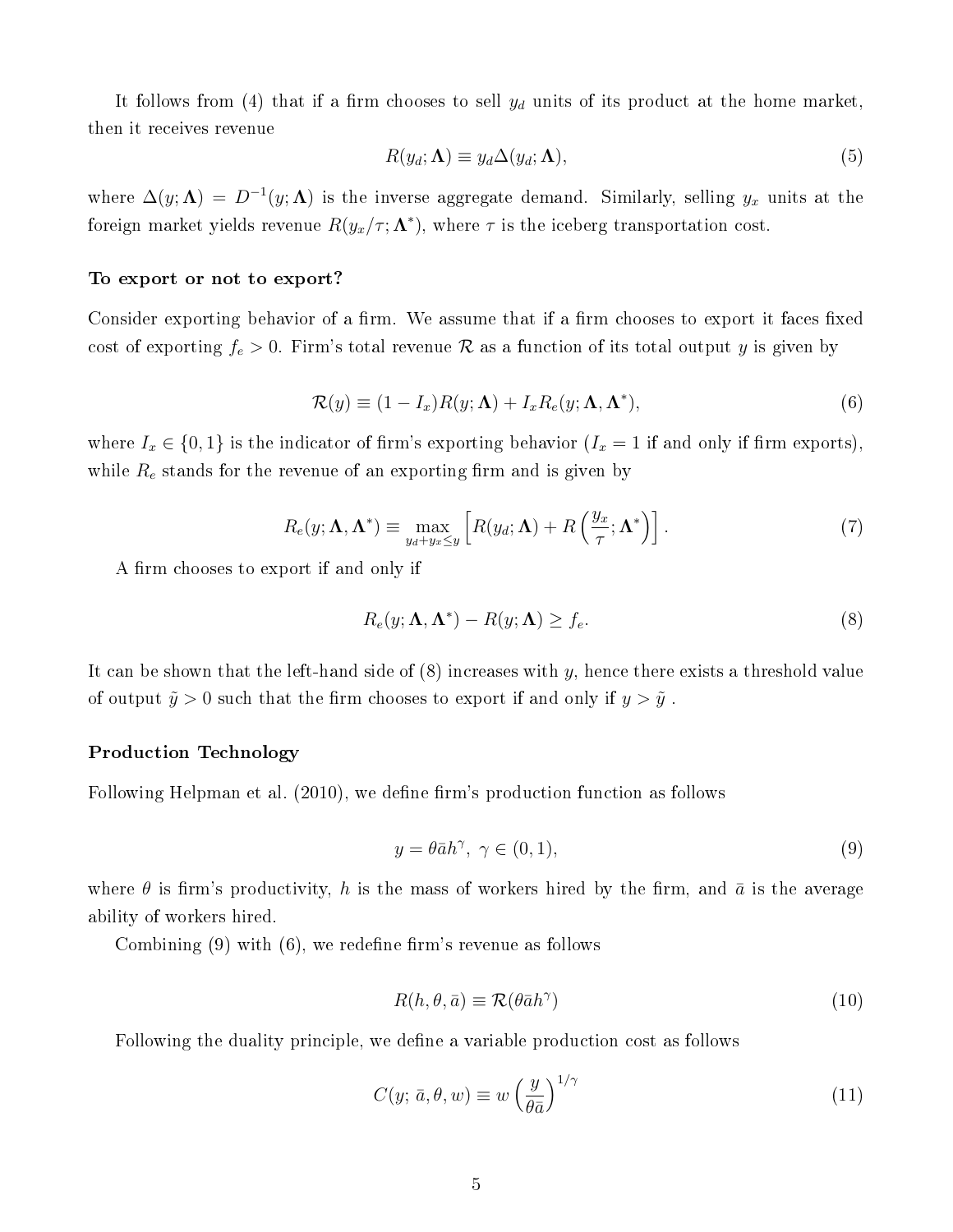It follows from (4) that if a firm chooses to sell $y_d$ units of its product at the home market, then it receives revenue

$$R(y_d; \mathbf{\Lambda}) \equiv y_d \Delta(y_d; \mathbf{\Lambda}), \tag{5}$$

where $\Delta(y; \mathbf{\Lambda}) = D^{-1}(y; \mathbf{\Lambda})$ is the inverse aggregate demand. Similarly, selling $y_x$ units at the foreign market yields revenue $R(y_x/\tau; \mathbf{\Lambda}^*)$, where $\tau$ is the iceberg transportation cost.

#### To export or not to export?

Consider exporting behavior of a firm. We assume that if a firm chooses to export it faces fixed cost of exporting $f_e > 0$. Firm's total revenue $\mathcal{R}$ as a function of its total output $y$ is given by

$$\mathcal{R}(y) \equiv (1 - I_x) R(y; \mathbf{\Lambda}) + I_x R_e(y; \mathbf{\Lambda}, \mathbf{\Lambda}^*), \tag{6}$$

where $I_x \in \{0, 1\}$ is the indicator of firm's exporting behavior ($I_x = 1$ if and only if firm exports), while $R_e$ stands for the revenue of an exporting firm and is given by

$$R_e(y; \mathbf{\Lambda}, \mathbf{\Lambda}^*) \equiv \max_{y_d + y_x \leq y} \left[ R(y_d; \mathbf{\Lambda}) + R\left(\frac{y_x}{\tau}; \mathbf{\Lambda}^*\right) \right]. \tag{7}$$

A firm chooses to export if and only if

$$R_e(y; \mathbf{\Lambda}, \mathbf{\Lambda}^*) - R(y; \mathbf{\Lambda}) \geq f_e. \tag{8}$$

It can be shown that the left-hand side of (8) increases with $y$, hence there exists a threshold value of output $\tilde{y} > 0$ such that the firm chooses to export if and only if $y > \tilde{y}$ .

#### Production Technology

Following Helpman et al. (2010), we define firm's production function as follows

$$y = \theta \bar{a} h^{\gamma}, \ \gamma \in (0, 1), \tag{9}$$

where $\theta$ is firm's productivity, $h$ is the mass of workers hired by the firm, and $\bar{a}$ is the average ability of workers hired.

Combining (9) with (6), we redefine firm's revenue as follows

$$R(h, \theta, \bar{a}) \equiv \mathcal{R}(\theta \bar{a} h^{\gamma}) \tag{10}$$

Following the duality principle, we define a variable production cost as follows

$$C(y; \bar{a}, \theta, w) \equiv w \left( \frac{y}{\theta \bar{a}} \right)^{1/\gamma} \tag{11}$$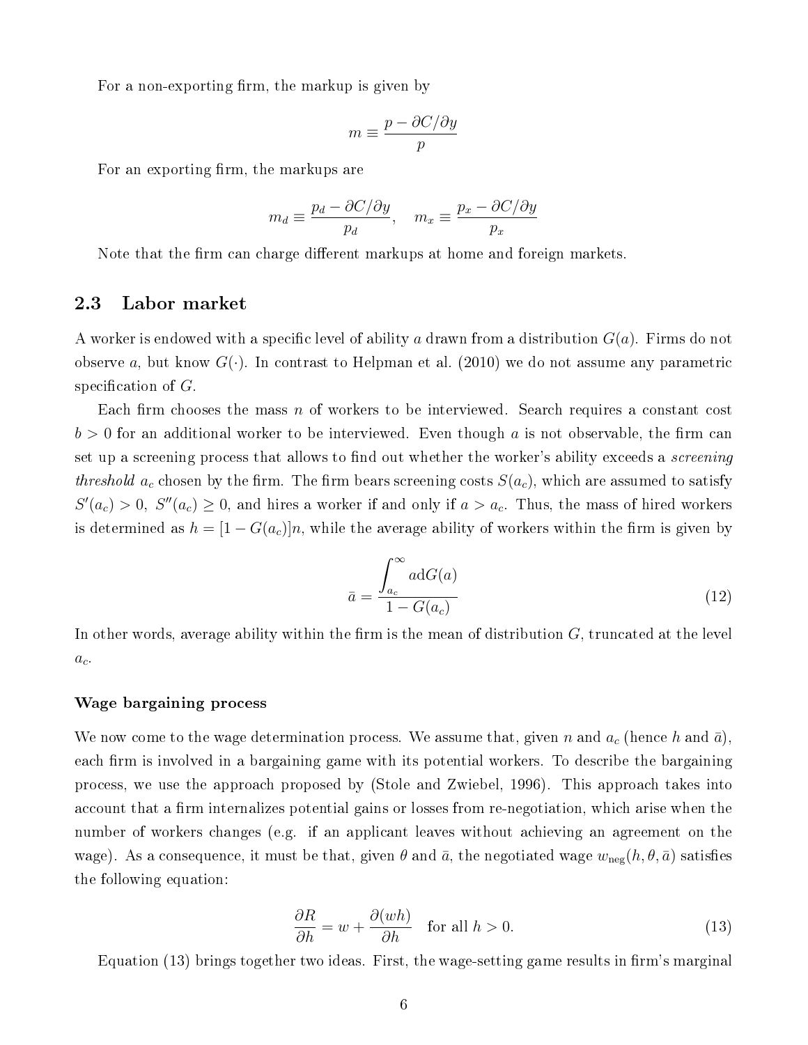For a non-exporting firm, the markup is given by

$$m \equiv \frac{p - \partial C/\partial y}{p}$$

For an exporting firm, the markups are

$$m_d \equiv \frac{p_d - \partial C/\partial y}{p_d}, \quad m_x \equiv \frac{p_x - \partial C/\partial y}{p_x}$$

Note that the firm can charge different markups at home and foreign markets.

## 2.3 Labor market

A worker is endowed with a specific level of ability $a$ drawn from a distribution $G(a)$. Firms do not observe $a$, but know $G(\cdot)$. In contrast to Helpman et al. (2010) we do not assume any parametric specification of $G$.

Each firm chooses the mass $n$ of workers to be interviewed. Search requires a constant cost $b > 0$ for an additional worker to be interviewed. Even though $a$ is not observable, the firm can set up a screening process that allows to find out whether the worker's ability exceeds a *screening threshold* $a_c$ chosen by the firm. The firm bears screening costs $S(a_c)$, which are assumed to satisfy $S'(a_c) > 0$, $S''(a_c) \geq 0$, and hires a worker if and only if $a > a_c$. Thus, the mass of hired workers is determined as $h = [1 - G(a_c)]n$, while the average ability of workers within the firm is given by

$$\bar{a} = \frac{\int_{a_c}^{\infty} a \mathrm{d}G(a)}{1 - G(a_c)} \tag{12}$$

In other words, average ability within the firm is the mean of distribution $G$, truncated at the level $a_c$.

### Wage bargaining process

We now come to the wage determination process. We assume that, given $n$ and $a_c$ (hence $h$ and $\bar{a}$), each firm is involved in a bargaining game with its potential workers. To describe the bargaining process, we use the approach proposed by (Stole and Zwiebel, 1996). This approach takes into account that a firm internalizes potential gains or losses from re-negotiation, which arise when the number of workers changes (e.g. if an applicant leaves without achieving an agreement on the wage). As a consequence, it must be that, given $\theta$ and $\bar{a}$, the negotiated wage $w_{\text{neg}}(h, \theta, \bar{a})$ satisfies the following equation:

$$\frac{\partial R}{\partial h} = w + \frac{\partial (wh)}{\partial h} \quad \text{for all } h > 0. \tag{13}$$

Equation (13) brings together two ideas. First, the wage-setting game results in firm's marginal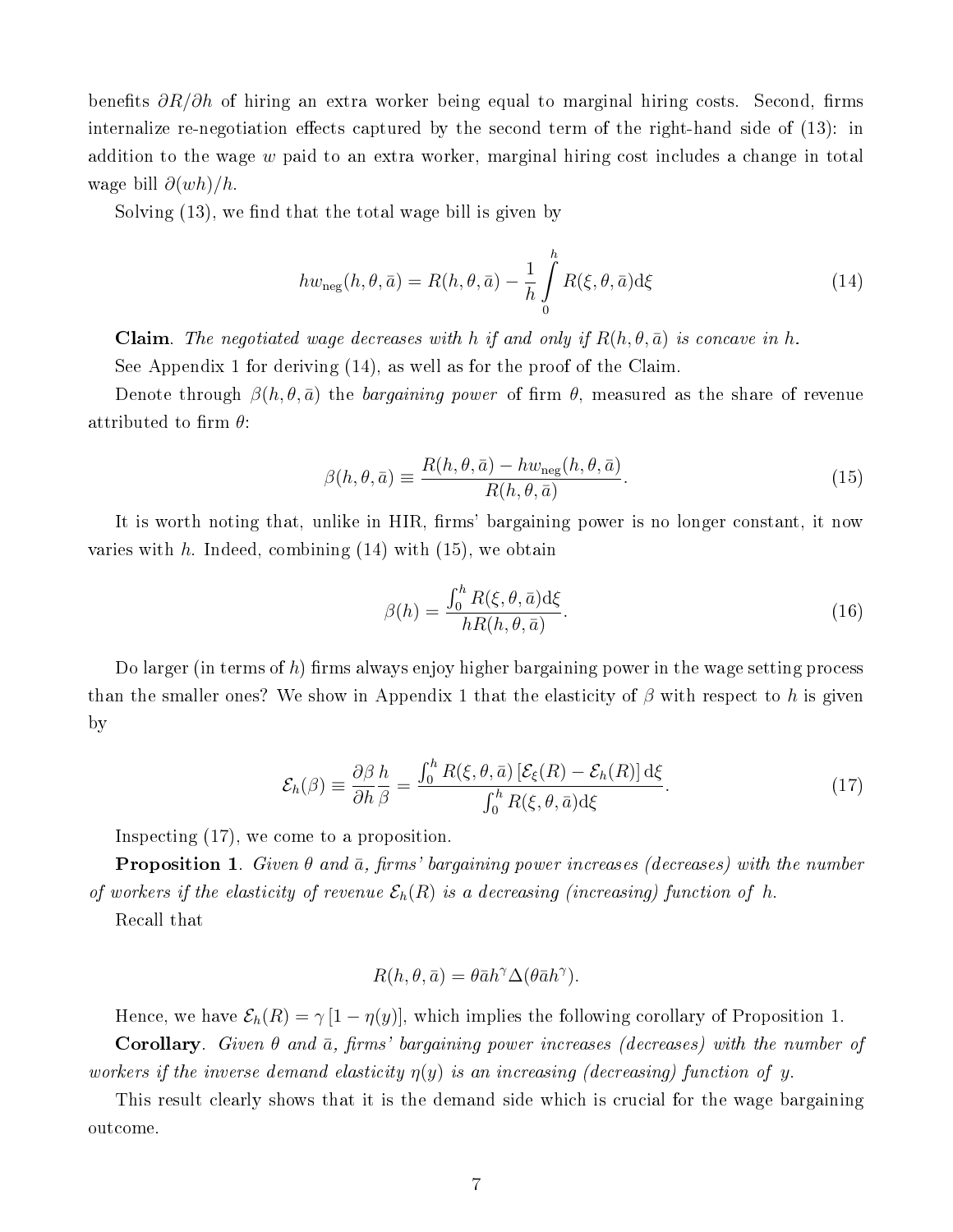benefits $\partial R/\partial h$ of hiring an extra worker being equal to marginal hiring costs. Second, firms internalize re-negotiation effects captured by the second term of the right-hand side of (13): in addition to the wage $w$ paid to an extra worker, marginal hiring cost includes a change in total wage bill $\partial(wh)/h$.

Solving (13), we find that the total wage bill is given by

$$hw_{\text{neg}}(h,\theta,\bar{a}) = R(h,\theta,\bar{a}) - \frac{1}{h}\int\limits_{0}^{h} R(\xi,\theta,\bar{a})\mathrm{d}\xi \tag{14}$$

**Claim**. *The negotiated wage decreases with $h$ if and only if $R(h,\theta,\bar{a})$ is concave in $h$.*

See Appendix 1 for deriving (14), as well as for the proof of the Claim.

Denote through $\beta(h,\theta,\bar{a})$ the *bargaining power* of firm $\theta$, measured as the share of revenue attributed to firm $\theta$:

$$\beta(h,\theta,\bar{a}) \equiv \frac{R(h,\theta,\bar{a}) - hw_{\text{neg}}(h,\theta,\bar{a})}{R(h,\theta,\bar{a})}. \tag{15}$$

It is worth noting that, unlike in HIR, firms' bargaining power is no longer constant, it now varies with $h$. Indeed, combining (14) with (15), we obtain

$$\beta(h) = \frac{\int_0^h R(\xi,\theta,\bar{a})\mathrm{d}\xi}{hR(h,\theta,\bar{a})}. \tag{16}$$

Do larger (in terms of $h$) firms always enjoy higher bargaining power in the wage setting process than the smaller ones? We show in Appendix 1 that the elasticity of $\beta$ with respect to $h$ is given by

$$\mathcal{E}_h(\beta) \equiv \frac{\partial \beta}{\partial h}\frac{h}{\beta} = \frac{\int_0^h R(\xi,\theta,\bar{a})\left[\mathcal{E}_\xi(R) - \mathcal{E}_h(R)\right]\mathrm{d}\xi}{\int_0^h R(\xi,\theta,\bar{a})\mathrm{d}\xi}. \tag{17}$$

Inspecting (17), we come to a proposition.

**Proposition 1**. *Given $\theta$ and $\bar{a}$, firms' bargaining power increases (decreases) with the number of workers if the elasticity of revenue $\mathcal{E}_h(R)$ is a decreasing (increasing) function of $h$.*

Recall that

$$R(h,\theta,\bar{a}) = \theta\bar{a}h^{\gamma}\Delta(\theta\bar{a}h^{\gamma}).$$

Hence, we have $\mathcal{E}_h(R) = \gamma\left[1 - \eta(y)\right]$, which implies the following corollary of Proposition 1.

**Corollary**. *Given $\theta$ and $\bar{a}$, firms' bargaining power increases (decreases) with the number of workers if the inverse demand elasticity $\eta(y)$ is an increasing (decreasing) function of $y$.*

This result clearly shows that it is the demand side which is crucial for the wage bargaining outcome.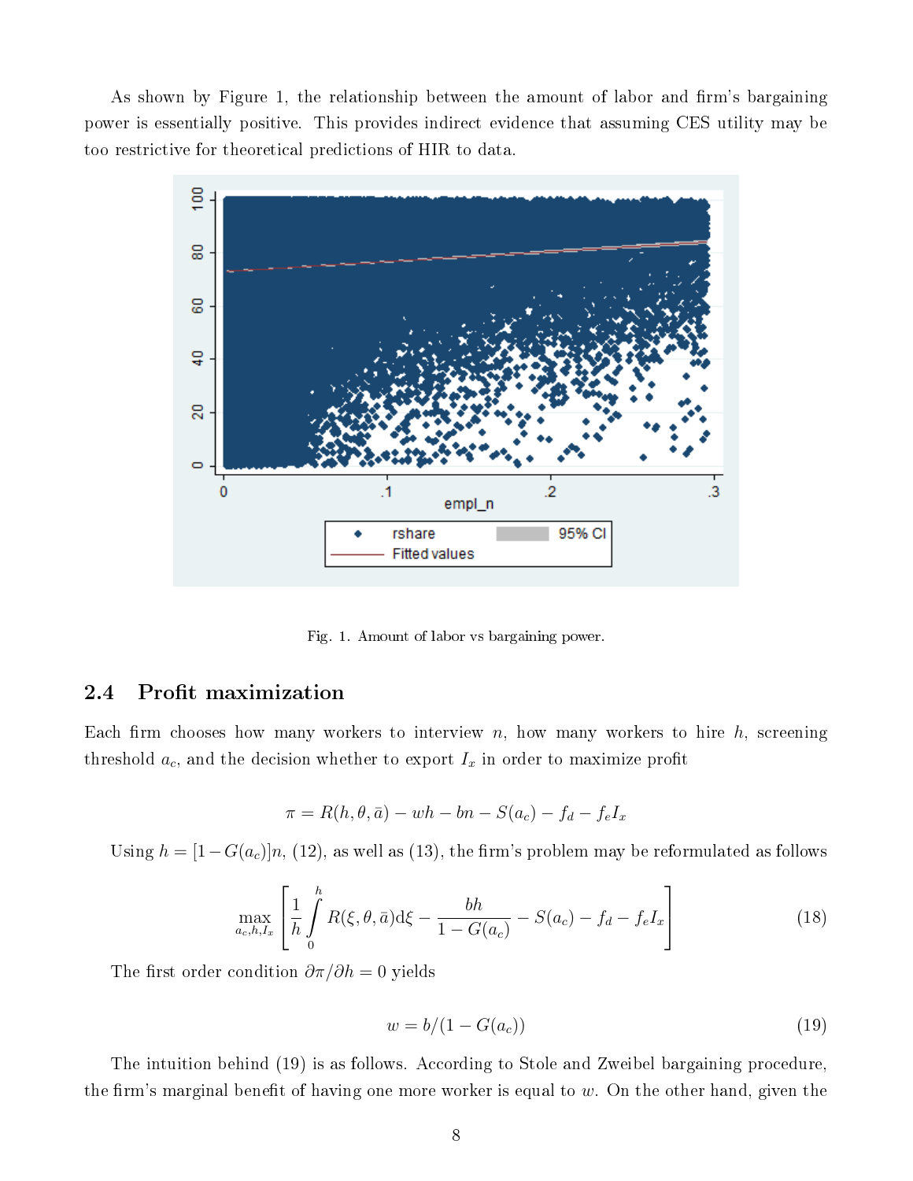As shown by Figure 1, the relationship between the amount of labor and firm's bargaining power is essentially positive. This provides indirect evidence that assuming CES utility may be too restrictive for theoretical predictions of HIR to data.

Fig. 1. Amount of labor vs bargaining power.

## 2.4 Profit maximization

Each firm chooses how many workers to interview $n$, how many workers to hire $h$, screening threshold $a_c$, and the decision whether to export $I_x$ in order to maximize profit

$$\pi = R(h, \theta, \bar{a}) - wh - bn - S(a_c) - f_d - f_e I_x$$

Using $h = [1 - G(a_c)]n$, (12), as well as (13), the firm's problem may be reformulated as follows

$$\max_{a_c, h, I_x} \left[ \frac{1}{h} \int_0^h R(\xi, \theta, \bar{a}) \mathrm{d}\xi - \frac{bh}{1 - G(a_c)} - S(a_c) - f_d - f_e I_x \right] \tag{18}$$

The first order condition $\partial \pi / \partial h = 0$ yields

$$w = b/(1 - G(a_c)) \tag{19}$$

The intuition behind (19) is as follows. According to Stole and Zweibel bargaining procedure, the firm's marginal benefit of having one more worker is equal to $w$. On the other hand, given the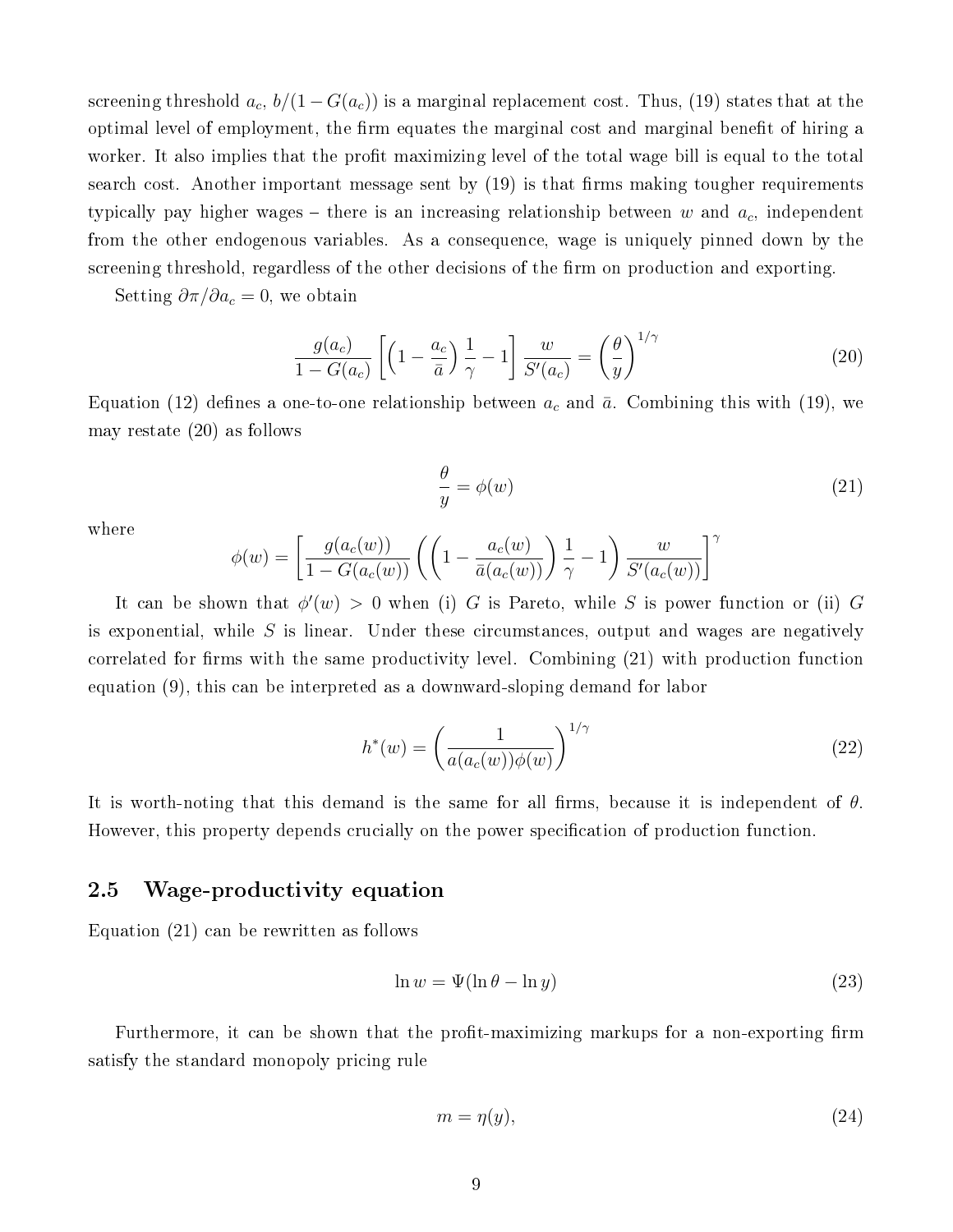screening threshold $a_c$, $b/(1-G(a_c))$ is a marginal replacement cost. Thus, (19) states that at the optimal level of employment, the firm equates the marginal cost and marginal benefit of hiring a worker. It also implies that the profit maximizing level of the total wage bill is equal to the total search cost. Another important message sent by (19) is that firms making tougher requirements typically pay higher wages – there is an increasing relationship between $w$ and $a_c$, independent from the other endogenous variables. As a consequence, wage is uniquely pinned down by the screening threshold, regardless of the other decisions of the firm on production and exporting.

Setting $\partial\pi/\partial a_c = 0$, we obtain

$$\frac{g(a_c)}{1-G(a_c)}\left[\left(1-\frac{a_c}{\bar{a}}\right)\frac{1}{\gamma}-1\right]\frac{w}{S'(a_c)} = \left(\frac{\theta}{y}\right)^{1/\gamma} \tag{20}$$

Equation (12) defines a one-to-one relationship between $a_c$ and $\bar{a}$. Combining this with (19), we may restate (20) as follows

$$\frac{\theta}{y} = \phi(w) \tag{21}$$

where

$$\phi(w) = \left[\frac{g(a_c(w))}{1-G(a_c(w))}\left(\left(1-\frac{a_c(w)}{\bar{a}(a_c(w))}\right)\frac{1}{\gamma}-1\right)\frac{w}{S'(a_c(w))}\right]^{\gamma}$$

It can be shown that $\phi'(w) > 0$ when (i) $G$ is Pareto, while $S$ is power function or (ii) $G$ is exponential, while $S$ is linear. Under these circumstances, output and wages are negatively correlated for firms with the same productivity level. Combining (21) with production function equation (9), this can be interpreted as a downward-sloping demand for labor

$$h^*(w) = \left(\frac{1}{a(a_c(w))\phi(w)}\right)^{1/\gamma} \tag{22}$$

It is worth-noting that this demand is the same for all firms, because it is independent of $\theta$. However, this property depends crucially on the power specification of production function.

## 2.5 Wage-productivity equation

Equation (21) can be rewritten as follows

$$\ln w = \Psi(\ln\theta - \ln y) \tag{23}$$

Furthermore, it can be shown that the profit-maximizing markups for a non-exporting firm satisfy the standard monopoly pricing rule

$$m = \eta(y), \tag{24}$$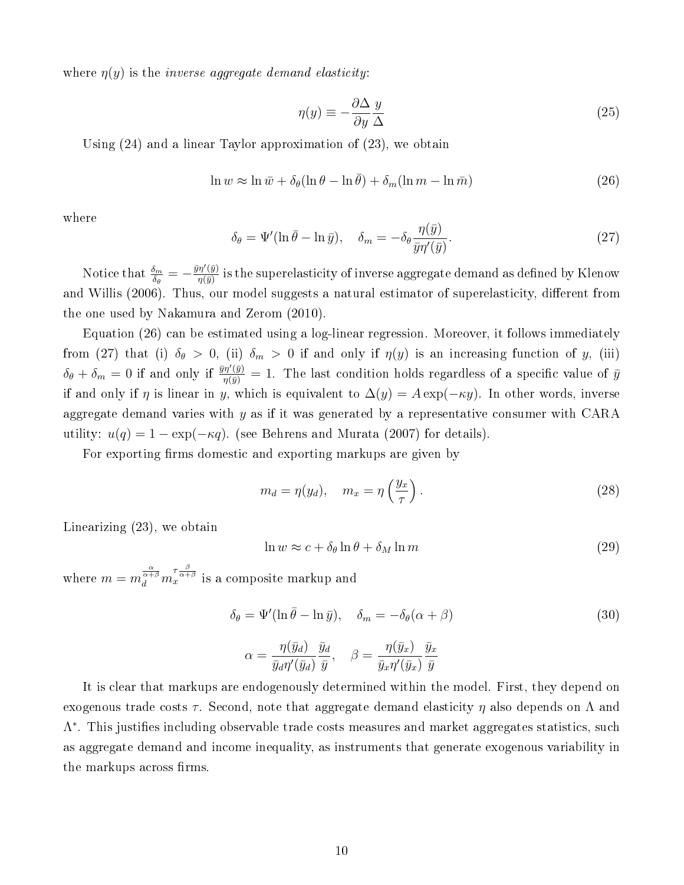where $\eta(y)$ is the *inverse aggregate demand elasticity*:

$$\eta(y) \equiv -\frac{\partial \Delta}{\partial y}\frac{y}{\Delta} \tag{25}$$

Using (24) and a linear Taylor approximation of (23), we obtain

$$\ln w \approx \ln \bar{w} + \delta_\theta(\ln \theta - \ln \bar{\theta}) + \delta_m(\ln m - \ln \bar{m}) \tag{26}$$

where

$$\delta_\theta = \Psi'(\ln \bar{\theta} - \ln \bar{y}), \quad \delta_m = -\delta_\theta \frac{\eta(\bar{y})}{\bar{y}\eta'(\bar{y})}. \tag{27}$$

Notice that $\frac{\delta_m}{\delta_\theta} = -\frac{\bar{y}\eta'(\bar{y})}{\eta(\bar{y})}$ is the superelasticity of inverse aggregate demand as defined by Klenow and Willis (2006). Thus, our model suggests a natural estimator of superelasticity, different from the one used by Nakamura and Zerom (2010).

Equation (26) can be estimated using a log-linear regression. Moreover, it follows immediately from (27) that (i) $\delta_\theta > 0$, (ii) $\delta_m > 0$ if and only if $\eta(y)$ is an increasing function of $y$, (iii) $\delta_\theta + \delta_m = 0$ if and only if $\frac{\bar{y}\eta'(\bar{y})}{\eta(\bar{y})} = 1$. The last condition holds regardless of a specific value of $\bar{y}$ if and only if $\eta$ is linear in $y$, which is equivalent to $\Delta(y) = A\exp(-\kappa y)$. In other words, inverse aggregate demand varies with $y$ as if it was generated by a representative consumer with CARA utility: $u(q) = 1 - \exp(-\kappa q)$. (see Behrens and Murata (2007) for details).

For exporting firms domestic and exporting markups are given by

$$m_d = \eta(y_d), \quad m_x = \eta\left(\frac{y_x}{\tau}\right). \tag{28}$$

Linearizing (23), we obtain

$$\ln w \approx c + \delta_\theta \ln \theta + \delta_M \ln m \tag{29}$$

where $m = m_d^{\frac{\alpha}{\alpha+\beta}} m_x^{\tau\frac{\beta}{\alpha+\beta}}$ is a composite markup and

$$\delta_\theta = \Psi'(\ln \bar{\theta} - \ln \bar{y}), \quad \delta_m = -\delta_\theta(\alpha + \beta) \tag{30}$$

$$\alpha = \frac{\eta(\bar{y}_d)}{\bar{y}_d\eta'(\bar{y}_d)}\frac{\bar{y}_d}{\bar{y}}, \quad \beta = \frac{\eta(\bar{y}_x)}{\bar{y}_x\eta'(\bar{y}_x)}\frac{\bar{y}_x}{\bar{y}}$$

It is clear that markups are endogenously determined within the model. First, they depend on exogenous trade costs $\tau$. Second, note that aggregate demand elasticity $\eta$ also depends on $\Lambda$ and $\Lambda^*$. This justifies including observable trade costs measures and market aggregates statistics, such as aggregate demand and income inequality, as instruments that generate exogenous variability in the markups across firms.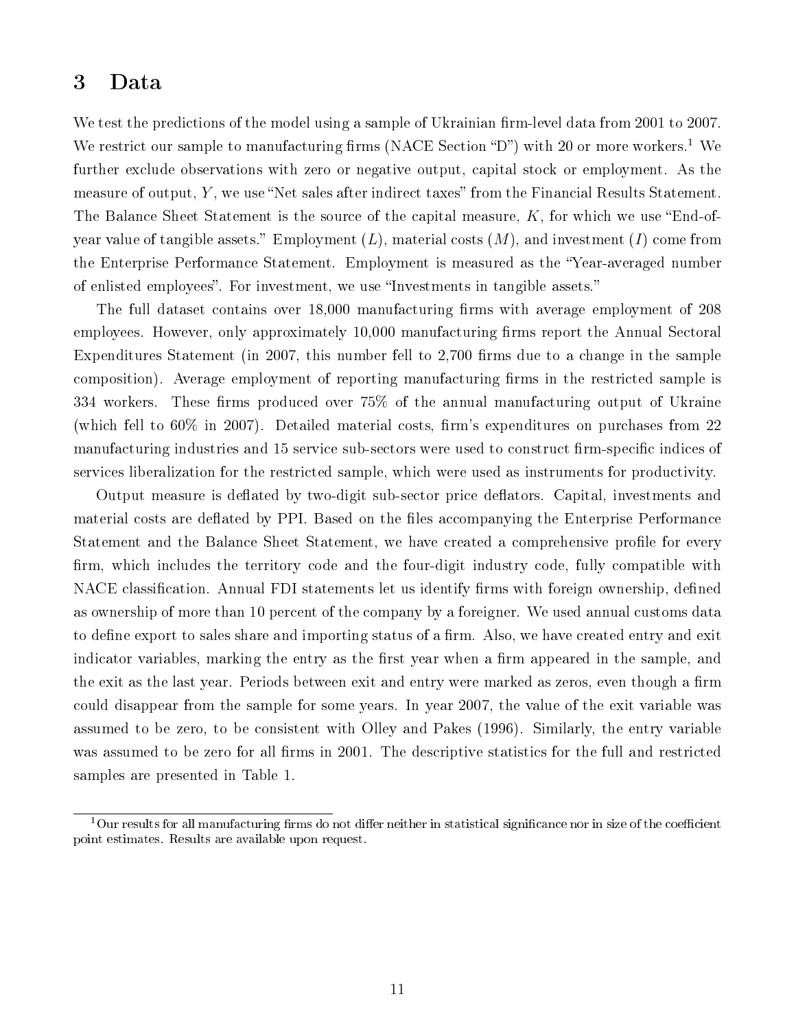# 3 Data

We test the predictions of the model using a sample of Ukrainian firm-level data from 2001 to 2007. We restrict our sample to manufacturing firms (NACE Section "D") with 20 or more workers.[1] We further exclude observations with zero or negative output, capital stock or employment. As the measure of output, $Y$, we use "Net sales after indirect taxes" from the Financial Results Statement. The Balance Sheet Statement is the source of the capital measure, $K$, for which we use "End-of-year value of tangible assets." Employment ($L$), material costs ($M$), and investment ($I$) come from the Enterprise Performance Statement. Employment is measured as the "Year-averaged number of enlisted employees". For investment, we use "Investments in tangible assets."

The full dataset contains over 18,000 manufacturing firms with average employment of 208 employees. However, only approximately 10,000 manufacturing firms report the Annual Sectoral Expenditures Statement (in 2007, this number fell to 2,700 firms due to a change in the sample composition). Average employment of reporting manufacturing firms in the restricted sample is 334 workers. These firms produced over 75% of the annual manufacturing output of Ukraine (which fell to 60% in 2007). Detailed material costs, firm's expenditures on purchases from 22 manufacturing industries and 15 service sub-sectors were used to construct firm-specific indices of services liberalization for the restricted sample, which were used as instruments for productivity.

Output measure is deflated by two-digit sub-sector price deflators. Capital, investments and material costs are deflated by PPI. Based on the files accompanying the Enterprise Performance Statement and the Balance Sheet Statement, we have created a comprehensive profile for every firm, which includes the territory code and the four-digit industry code, fully compatible with NACE classification. Annual FDI statements let us identify firms with foreign ownership, defined as ownership of more than 10 percent of the company by a foreigner. We used annual customs data to define export to sales share and importing status of a firm. Also, we have created entry and exit indicator variables, marking the entry as the first year when a firm appeared in the sample, and the exit as the last year. Periods between exit and entry were marked as zeros, even though a firm could disappear from the sample for some years. In year 2007, the value of the exit variable was assumed to be zero, to be consistent with Olley and Pakes (1996). Similarly, the entry variable was assumed to be zero for all firms in 2001. The descriptive statistics for the full and restricted samples are presented in Table 1.

[1] Our results for all manufacturing firms do not differ neither in statistical significance nor in size of the coefficient point estimates. Results are available upon request.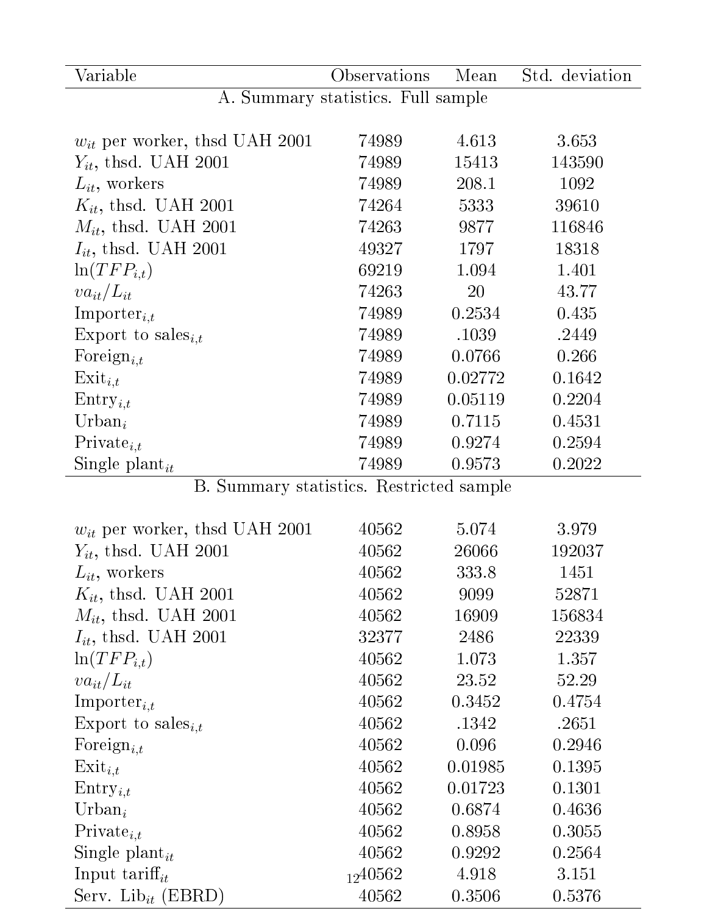| Variable | Observations | Mean | Std. deviation |
|---|---|---|---|
| A. Summary statistics. Full sample | | | |
| $w_{it}$ per worker, thsd UAH 2001 | 74989 | 4.613 | 3.653 |
| $Y_{it}$, thsd. UAH 2001 | 74989 | 15413 | 143590 |
| $L_{it}$, workers | 74989 | 208.1 | 1092 |
| $K_{it}$, thsd. UAH 2001 | 74264 | 5333 | 39610 |
| $M_{it}$, thsd. UAH 2001 | 74263 | 9877 | 116846 |
| $I_{it}$, thsd. UAH 2001 | 49327 | 1797 | 18318 |
| $\ln(TFP_{i,t})$ | 69219 | 1.094 | 1.401 |
| $va_{it}/L_{it}$ | 74263 | 20 | 43.77 |
| $\text{Importer}_{i,t}$ | 74989 | 0.2534 | 0.435 |
| $\text{Export to sales}_{i,t}$ | 74989 | .1039 | .2449 |
| $\text{Foreign}_{i,t}$ | 74989 | 0.0766 | 0.266 |
| $\text{Exit}_{i,t}$ | 74989 | 0.02772 | 0.1642 |
| $\text{Entry}_{i,t}$ | 74989 | 0.05119 | 0.2204 |
| $\text{Urban}_{i}$ | 74989 | 0.7115 | 0.4531 |
| $\text{Private}_{i,t}$ | 74989 | 0.9274 | 0.2594 |
| $\text{Single plant}_{it}$ | 74989 | 0.9573 | 0.2022 |
| B. Summary statistics. Restricted sample | | | |
| $w_{it}$ per worker, thsd UAH 2001 | 40562 | 5.074 | 3.979 |
| $Y_{it}$, thsd. UAH 2001 | 40562 | 26066 | 192037 |
| $L_{it}$, workers | 40562 | 333.8 | 1451 |
| $K_{it}$, thsd. UAH 2001 | 40562 | 9099 | 52871 |
| $M_{it}$, thsd. UAH 2001 | 40562 | 16909 | 156834 |
| $I_{it}$, thsd. UAH 2001 | 32377 | 2486 | 22339 |
| $\ln(TFP_{i,t})$ | 40562 | 1.073 | 1.357 |
| $va_{it}/L_{it}$ | 40562 | 23.52 | 52.29 |
| $\text{Importer}_{i,t}$ | 40562 | 0.3452 | 0.4754 |
| $\text{Export to sales}_{i,t}$ | 40562 | .1342 | .2651 |
| $\text{Foreign}_{i,t}$ | 40562 | 0.096 | 0.2946 |
| $\text{Exit}_{i,t}$ | 40562 | 0.01985 | 0.1395 |
| $\text{Entry}_{i,t}$ | 40562 | 0.01723 | 0.1301 |
| $\text{Urban}_{i}$ | 40562 | 0.6874 | 0.4636 |
| $\text{Private}_{i,t}$ | 40562 | 0.8958 | 0.3055 |
| $\text{Single plant}_{it}$ | 40562 | 0.9292 | 0.2564 |
| $\text{Input tariff}_{it}$ | 40562 | 4.918 | 3.151 |
| $\text{Serv. Lib}_{it}$ (EBRD) | 40562 | 0.3506 | 0.5376 |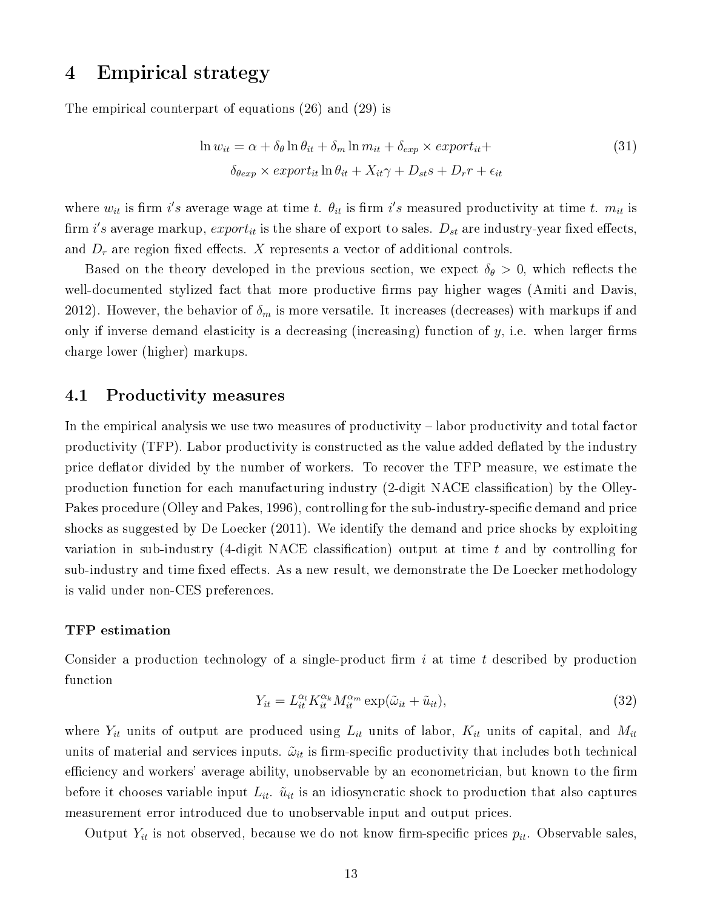# 4 Empirical strategy

The empirical counterpart of equations (26) and (29) is

$$\begin{aligned}\ln w_{it} = \alpha + \delta_\theta \ln \theta_{it} + \delta_m \ln m_{it} + \delta_{exp} \times export_{it} + \\ \delta_{\theta exp} \times export_{it} \ln \theta_{it} + X_{it}\gamma + D_{st}s + D_r r + \epsilon_{it}\end{aligned} \tag{31}$$

where $w_{it}$ is firm $i's$ average wage at time $t$. $\theta_{it}$ is firm $i's$ measured productivity at time $t$. $m_{it}$ is firm $i's$ average markup, $export_{it}$ is the share of export to sales. $D_{st}$ are industry-year fixed effects, and $D_r$ are region fixed effects. $X$ represents a vector of additional controls.

Based on the theory developed in the previous section, we expect $\delta_\theta > 0$, which reflects the well-documented stylized fact that more productive firms pay higher wages (Amiti and Davis, 2012). However, the behavior of $\delta_m$ is more versatile. It increases (decreases) with markups if and only if inverse demand elasticity is a decreasing (increasing) function of $y$, i.e. when larger firms charge lower (higher) markups.

## 4.1 Productivity measures

In the empirical analysis we use two measures of productivity – labor productivity and total factor productivity (TFP). Labor productivity is constructed as the value added deflated by the industry price deflator divided by the number of workers. To recover the TFP measure, we estimate the production function for each manufacturing industry (2-digit NACE classification) by the Olley-Pakes procedure (Olley and Pakes, 1996), controlling for the sub-industry-specific demand and price shocks as suggested by De Loecker (2011). We identify the demand and price shocks by exploiting variation in sub-industry (4-digit NACE classification) output at time $t$ and by controlling for sub-industry and time fixed effects. As a new result, we demonstrate the De Loecker methodology is valid under non-CES preferences.

**TFP estimation**

Consider a production technology of a single-product firm $i$ at time $t$ described by production function

$$Y_{it} = L_{it}^{\alpha_l} K_{it}^{\alpha_k} M_{it}^{\alpha_m} \exp(\tilde{\omega}_{it} + \tilde{u}_{it}), \tag{32}$$

where $Y_{it}$ units of output are produced using $L_{it}$ units of labor, $K_{it}$ units of capital, and $M_{it}$ units of material and services inputs. $\tilde{\omega}_{it}$ is firm-specific productivity that includes both technical efficiency and workers' average ability, unobservable by an econometrician, but known to the firm before it chooses variable input $L_{it}$. $\tilde{u}_{it}$ is an idiosyncratic shock to production that also captures measurement error introduced due to unobservable input and output prices.

Output $Y_{it}$ is not observed, because we do not know firm-specific prices $p_{it}$. Observable sales,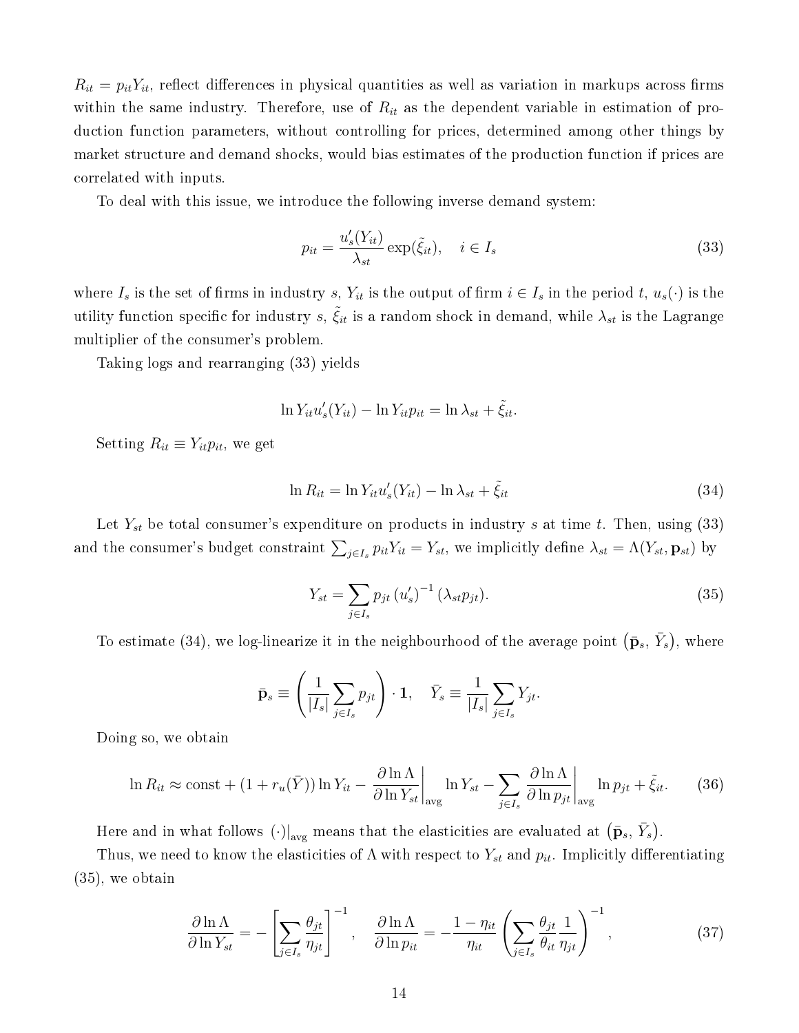$R_{it} = p_{it}Y_{it}$, reflect differences in physical quantities as well as variation in markups across firms within the same industry. Therefore, use of $R_{it}$ as the dependent variable in estimation of production function parameters, without controlling for prices, determined among other things by market structure and demand shocks, would bias estimates of the production function if prices are correlated with inputs.

To deal with this issue, we introduce the following inverse demand system:

$$p_{it} = \frac{u_s'(Y_{it})}{\lambda_{st}} \exp(\tilde{\xi}_{it}), \quad i \in I_s \tag{33}$$

where $I_s$ is the set of firms in industry $s$, $Y_{it}$ is the output of firm $i \in I_s$ in the period $t$, $u_s(\cdot)$ is the utility function specific for industry $s$, $\tilde{\xi}_{it}$ is a random shock in demand, while $\lambda_{st}$ is the Lagrange multiplier of the consumer's problem.

Taking logs and rearranging (33) yields

$$\ln Y_{it} u_s'(Y_{it}) - \ln Y_{it} p_{it} = \ln \lambda_{st} + \tilde{\xi}_{it}.$$

Setting $R_{it} \equiv Y_{it} p_{it}$, we get

$$\ln R_{it} = \ln Y_{it} u_s'(Y_{it}) - \ln \lambda_{st} + \tilde{\xi}_{it} \tag{34}$$

Let $Y_{st}$ be total consumer's expenditure on products in industry $s$ at time $t$. Then, using (33) and the consumer's budget constraint $\sum_{j \in I_s} p_{it} Y_{it} = Y_{st}$, we implicitly define $\lambda_{st} = \Lambda(Y_{st}, \mathbf{p}_{st})$ by

$$Y_{st} = \sum_{j \in I_s} p_{jt} \left(u_s'\right)^{-1} (\lambda_{st} p_{jt}). \tag{35}$$

To estimate (34), we log-linearize it in the neighbourhood of the average point $\left(\bar{\mathbf{p}}_s, \bar{Y}_s\right)$, where

$$\bar{\mathbf{p}}_s \equiv \left( \frac{1}{|I_s|} \sum_{j \in I_s} p_{jt} \right) \cdot \mathbf{1}, \quad \bar{Y}_s \equiv \frac{1}{|I_s|} \sum_{j \in I_s} Y_{jt}.$$

Doing so, we obtain

$$\ln R_{it} \approx \text{const} + (1 + r_u(\bar{Y})) \ln Y_{it} - \left. \frac{\partial \ln \Lambda}{\partial \ln Y_{st}} \right|_{\text{avg}} \ln Y_{st} - \sum_{j \in I_s} \left. \frac{\partial \ln \Lambda}{\partial \ln p_{jt}} \right|_{\text{avg}} \ln p_{jt} + \tilde{\xi}_{it}. \tag{36}$$

Here and in what follows $(\cdot)|_{\text{avg}}$ means that the elasticities are evaluated at $\left(\bar{\mathbf{p}}_s, \bar{Y}_s\right)$.

Thus, we need to know the elasticities of $\Lambda$ with respect to $Y_{st}$ and $p_{it}$. Implicitly differentiating (35), we obtain

$$\frac{\partial \ln \Lambda}{\partial \ln Y_{st}} = - \left[ \sum_{j \in I_s} \frac{\theta_{jt}}{\eta_{jt}} \right]^{-1}, \quad \frac{\partial \ln \Lambda}{\partial \ln p_{it}} = - \frac{1 - \eta_{it}}{\eta_{it}} \left( \sum_{j \in I_s} \frac{\theta_{jt}}{\theta_{it}} \frac{1}{\eta_{jt}} \right)^{-1}, \tag{37}$$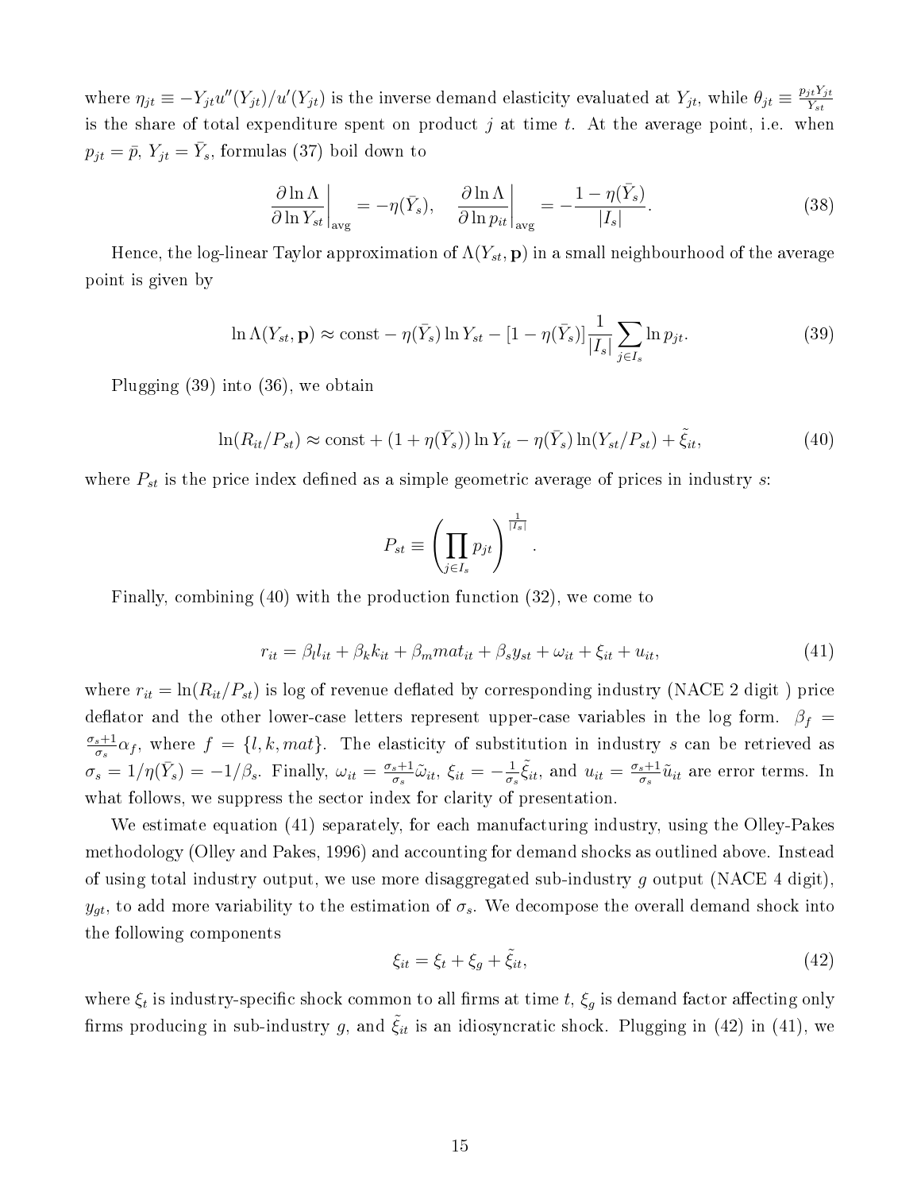where $\eta_{jt} \equiv -Y_{jt}u''(Y_{jt})/u'(Y_{jt})$ is the inverse demand elasticity evaluated at $Y_{jt}$, while $\theta_{jt} \equiv \frac{p_{jt}Y_{jt}}{Y_{st}}$ is the share of total expenditure spent on product $j$ at time $t$. At the average point, i.e. when $p_{jt} = \bar{p}$, $Y_{jt} = \bar{Y}_s$, formulas (37) boil down to

$$\left.\frac{\partial \ln \Lambda}{\partial \ln Y_{st}}\right|_{\text{avg}} = -\eta(\bar{Y}_s), \quad \left.\frac{\partial \ln \Lambda}{\partial \ln p_{it}}\right|_{\text{avg}} = -\frac{1-\eta(\bar{Y}_s)}{|I_s|}. \tag{38}$$

Hence, the log-linear Taylor approximation of $\Lambda(Y_{st}, \mathbf{p})$ in a small neighbourhood of the average point is given by

$$\ln \Lambda(Y_{st}, \mathbf{p}) \approx \text{const} - \eta(\bar{Y}_s) \ln Y_{st} - [1 - \eta(\bar{Y}_s)] \frac{1}{|I_s|} \sum_{j \in I_s} \ln p_{jt}. \tag{39}$$

Plugging (39) into (36), we obtain

$$\ln(R_{it}/P_{st}) \approx \text{const} + (1 + \eta(\bar{Y}_s)) \ln Y_{it} - \eta(\bar{Y}_s) \ln(Y_{st}/P_{st}) + \tilde{\xi}_{it}, \tag{40}$$

where $P_{st}$ is the price index defined as a simple geometric average of prices in industry $s$:

$$P_{st} \equiv \left( \prod_{j \in I_s} p_{jt} \right)^{\frac{1}{|I_s|}}.$$

Finally, combining (40) with the production function (32), we come to

$$r_{it} = \beta_l l_{it} + \beta_k k_{it} + \beta_m mat_{it} + \beta_s y_{st} + \omega_{it} + \xi_{it} + u_{it}, \tag{41}$$

where $r_{it} = \ln(R_{it}/P_{st})$ is log of revenue deflated by corresponding industry (NACE 2 digit ) price deflator and the other lower-case letters represent upper-case variables in the log form. $\beta_f = \frac{\sigma_s+1}{\sigma_s}\alpha_f$, where $f = \{l, k, mat\}$. The elasticity of substitution in industry $s$ can be retrieved as $\sigma_s = 1/\eta(\bar{Y}_s) = -1/\beta_s$. Finally, $\omega_{it} = \frac{\sigma_s+1}{\sigma_s}\tilde{\omega}_{it}$, $\xi_{it} = -\frac{1}{\sigma_s}\tilde{\xi}_{it}$, and $u_{it} = \frac{\sigma_s+1}{\sigma_s}\tilde{u}_{it}$ are error terms. In what follows, we suppress the sector index for clarity of presentation.

We estimate equation (41) separately, for each manufacturing industry, using the Olley-Pakes methodology (Olley and Pakes, 1996) and accounting for demand shocks as outlined above. Instead of using total industry output, we use more disaggregated sub-industry $g$ output (NACE 4 digit), $y_{gt}$, to add more variability to the estimation of $\sigma_s$. We decompose the overall demand shock into the following components

$$\xi_{it} = \xi_t + \xi_g + \tilde{\xi}_{it}, \tag{42}$$

where $\xi_t$ is industry-specific shock common to all firms at time $t$, $\xi_g$ is demand factor affecting only firms producing in sub-industry $g$, and $\tilde{\xi}_{it}$ is an idiosyncratic shock. Plugging in (42) in (41), we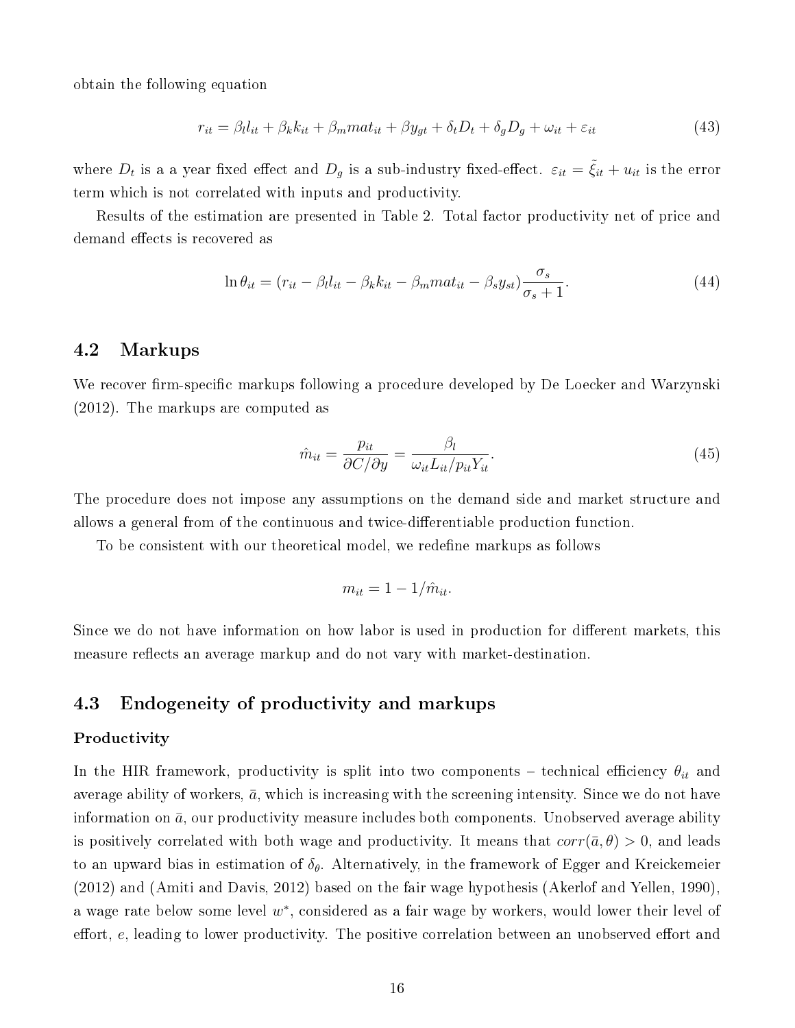obtain the following equation

$$r_{it} = \beta_l l_{it} + \beta_k k_{it} + \beta_m mat_{it} + \beta y_{gt} + \delta_t D_t + \delta_g D_g + \omega_{it} + \varepsilon_{it} \tag{43}$$

where $D_t$ is a a year fixed effect and $D_g$ is a sub-industry fixed-effect. $\varepsilon_{it} = \tilde{\xi}_{it} + u_{it}$ is the error term which is not correlated with inputs and productivity.

Results of the estimation are presented in Table 2. Total factor productivity net of price and demand effects is recovered as

$$\ln \theta_{it} = (r_{it} - \beta_l l_{it} - \beta_k k_{it} - \beta_m mat_{it} - \beta_s y_{st}) \frac{\sigma_s}{\sigma_s + 1}. \tag{44}$$

## 4.2 Markups

We recover firm-specific markups following a procedure developed by De Loecker and Warzynski (2012). The markups are computed as

$$\hat{m}_{it} = \frac{p_{it}}{\partial C / \partial y} = \frac{\beta_l}{\omega_{it} L_{it} / p_{it} Y_{it}}. \tag{45}$$

The procedure does not impose any assumptions on the demand side and market structure and allows a general from of the continuous and twice-differentiable production function.

To be consistent with our theoretical model, we redefine markups as follows

$$m_{it} = 1 - 1/\hat{m}_{it}.$$

Since we do not have information on how labor is used in production for different markets, this measure reflects an average markup and do not vary with market-destination.

## 4.3 Endogeneity of productivity and markups

**Productivity**

In the HIR framework, productivity is split into two components – technical efficiency $\theta_{it}$ and average ability of workers, $\bar{a}$, which is increasing with the screening intensity. Since we do not have information on $\bar{a}$, our productivity measure includes both components. Unobserved average ability is positively correlated with both wage and productivity. It means that $corr(\bar{a}, \theta) > 0$, and leads to an upward bias in estimation of $\delta_\theta$. Alternatively, in the framework of Egger and Kreickemeier (2012) and (Amiti and Davis, 2012) based on the fair wage hypothesis (Akerlof and Yellen, 1990), a wage rate below some level $w^*$, considered as a fair wage by workers, would lower their level of effort, $e$, leading to lower productivity. The positive correlation between an unobserved effort and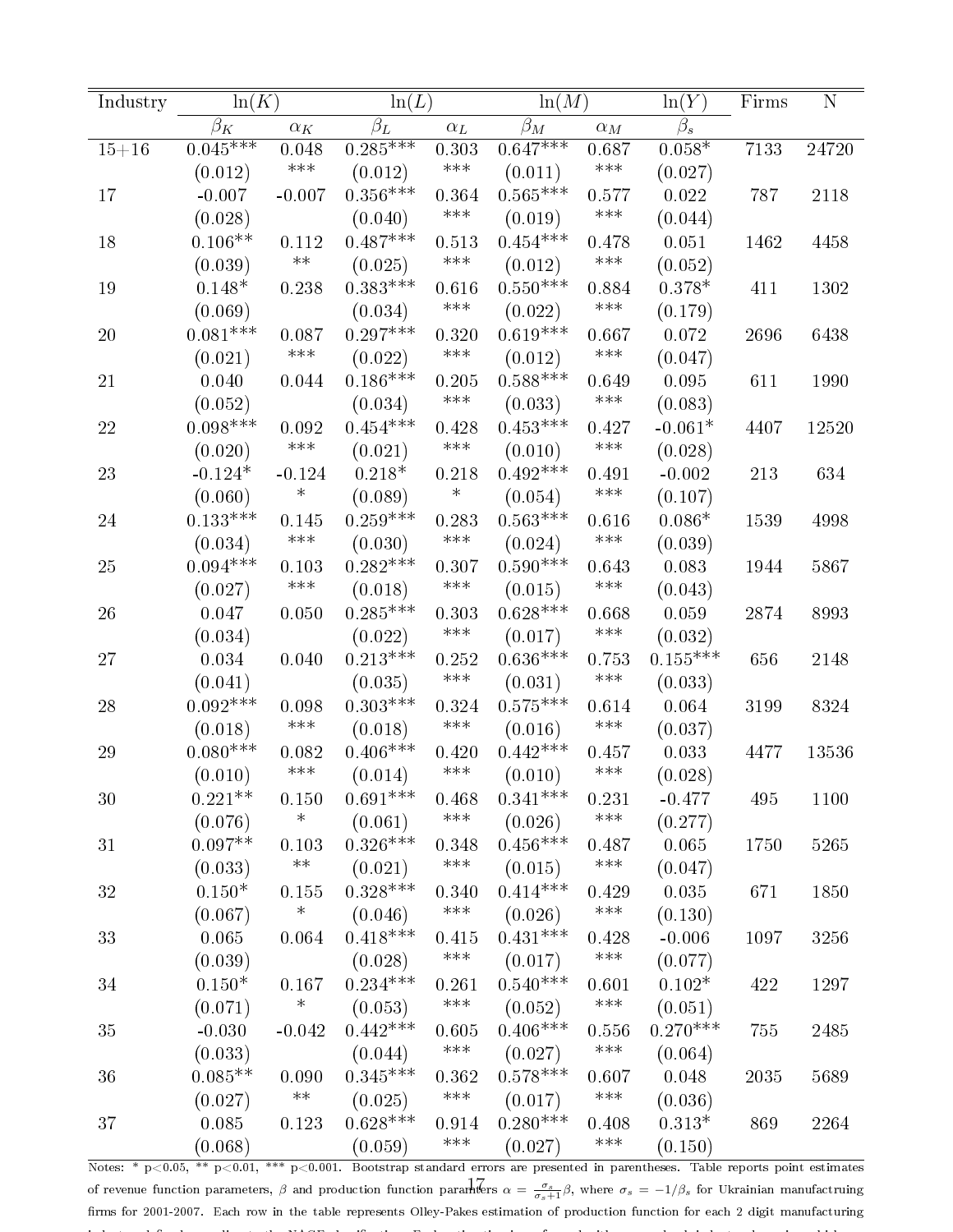| Industry | ln($K$) | | ln($L$) | | ln($M$) | | ln($Y$) | Firms | N |
|---|---|---|---|---|---|---|---|---|---|
| | $\beta_K$ | $\alpha_K$ | $\beta_L$ | $\alpha_L$ | $\beta_M$ | $\alpha_M$ | $\beta_s$ | | |
| 15+16 | 0.045*** | 0.048 | 0.285*** | 0.303 | 0.647*** | 0.687 | 0.058* | 7133 | 24720 |
| | (0.012) | *** | (0.012) | *** | (0.011) | *** | (0.027) | | |
| 17 | -0.007 | -0.007 | 0.356*** | 0.364 | 0.565*** | 0.577 | 0.022 | 787 | 2118 |
| | (0.028) | | (0.040) | *** | (0.019) | *** | (0.044) | | |
| 18 | 0.106** | 0.112 | 0.487*** | 0.513 | 0.454*** | 0.478 | 0.051 | 1462 | 4458 |
| | (0.039) | ** | (0.025) | *** | (0.012) | *** | (0.052) | | |
| 19 | 0.148* | 0.238 | 0.383*** | 0.616 | 0.550*** | 0.884 | 0.378* | 411 | 1302 |
| | (0.069) | | (0.034) | *** | (0.022) | *** | (0.179) | | |
| 20 | 0.081*** | 0.087 | 0.297*** | 0.320 | 0.619*** | 0.667 | 0.072 | 2696 | 6438 |
| | (0.021) | *** | (0.022) | *** | (0.012) | *** | (0.047) | | |
| 21 | 0.040 | 0.044 | 0.186*** | 0.205 | 0.588*** | 0.649 | 0.095 | 611 | 1990 |
| | (0.052) | | (0.034) | *** | (0.033) | *** | (0.083) | | |
| 22 | 0.098*** | 0.092 | 0.454*** | 0.428 | 0.453*** | 0.427 | -0.061* | 4407 | 12520 |
| | (0.020) | *** | (0.021) | *** | (0.010) | *** | (0.028) | | |
| 23 | -0.124* | -0.124 | 0.218* | 0.218 | 0.492*** | 0.491 | -0.002 | 213 | 634 |
| | (0.060) | * | (0.089) | * | (0.054) | *** | (0.107) | | |
| 24 | 0.133*** | 0.145 | 0.259*** | 0.283 | 0.563*** | 0.616 | 0.086* | 1539 | 4998 |
| | (0.034) | *** | (0.030) | *** | (0.024) | *** | (0.039) | | |
| 25 | 0.094*** | 0.103 | 0.282*** | 0.307 | 0.590*** | 0.643 | 0.083 | 1944 | 5867 |
| | (0.027) | *** | (0.018) | *** | (0.015) | *** | (0.043) | | |
| 26 | 0.047 | 0.050 | 0.285*** | 0.303 | 0.628*** | 0.668 | 0.059 | 2874 | 8993 |
| | (0.034) | | (0.022) | *** | (0.017) | *** | (0.032) | | |
| 27 | 0.034 | 0.040 | 0.213*** | 0.252 | 0.636*** | 0.753 | 0.155*** | 656 | 2148 |
| | (0.041) | | (0.035) | *** | (0.031) | *** | (0.033) | | |
| 28 | 0.092*** | 0.098 | 0.303*** | 0.324 | 0.575*** | 0.614 | 0.064 | 3199 | 8324 |
| | (0.018) | *** | (0.018) | *** | (0.016) | *** | (0.037) | | |
| 29 | 0.080*** | 0.082 | 0.406*** | 0.420 | 0.442*** | 0.457 | 0.033 | 4477 | 13536 |
| | (0.010) | *** | (0.014) | *** | (0.010) | *** | (0.028) | | |
| 30 | 0.221** | 0.150 | 0.691*** | 0.468 | 0.341*** | 0.231 | -0.477 | 495 | 1100 |
| | (0.076) | * | (0.061) | *** | (0.026) | *** | (0.277) | | |
| 31 | 0.097** | 0.103 | 0.326*** | 0.348 | 0.456*** | 0.487 | 0.065 | 1750 | 5265 |
| | (0.033) | ** | (0.021) | *** | (0.015) | *** | (0.047) | | |
| 32 | 0.150* | 0.155 | 0.328*** | 0.340 | 0.414*** | 0.429 | 0.035 | 671 | 1850 |
| | (0.067) | * | (0.046) | *** | (0.026) | *** | (0.130) | | |
| 33 | 0.065 | 0.064 | 0.418*** | 0.415 | 0.431*** | 0.428 | -0.006 | 1097 | 3256 |
| | (0.039) | | (0.028) | *** | (0.017) | *** | (0.077) | | |
| 34 | 0.150* | 0.167 | 0.234*** | 0.261 | 0.540*** | 0.601 | 0.102* | 422 | 1297 |
| | (0.071) | * | (0.053) | *** | (0.052) | *** | (0.051) | | |
| 35 | -0.030 | -0.042 | 0.442*** | 0.605 | 0.406*** | 0.556 | 0.270*** | 755 | 2485 |
| | (0.033) | | (0.044) | *** | (0.027) | *** | (0.064) | | |
| 36 | 0.085** | 0.090 | 0.345*** | 0.362 | 0.578*** | 0.607 | 0.048 | 2035 | 5689 |
| | (0.027) | ** | (0.025) | *** | (0.017) | *** | (0.036) | | |
| 37 | 0.085 | 0.123 | 0.628*** | 0.914 | 0.280*** | 0.408 | 0.313* | 869 | 2264 |
| | (0.068) | | (0.059) | *** | (0.027) | *** | (0.150) | | |

Notes: * p<0.05, ** p<0.01, *** p<0.001. Bootstrap standard errors are presented in parentheses. Table reports point estimates of revenue function parameters, $\beta$ and production function parameters $\alpha = \frac{\sigma_s}{\sigma_s+1}\beta$, where $\sigma_s = -1/\beta_s$ for Ukrainian manufactruing firms for 2001-2007. Each row in the table represents Olley-Pakes estimation of production function for each 2 digit manufacturing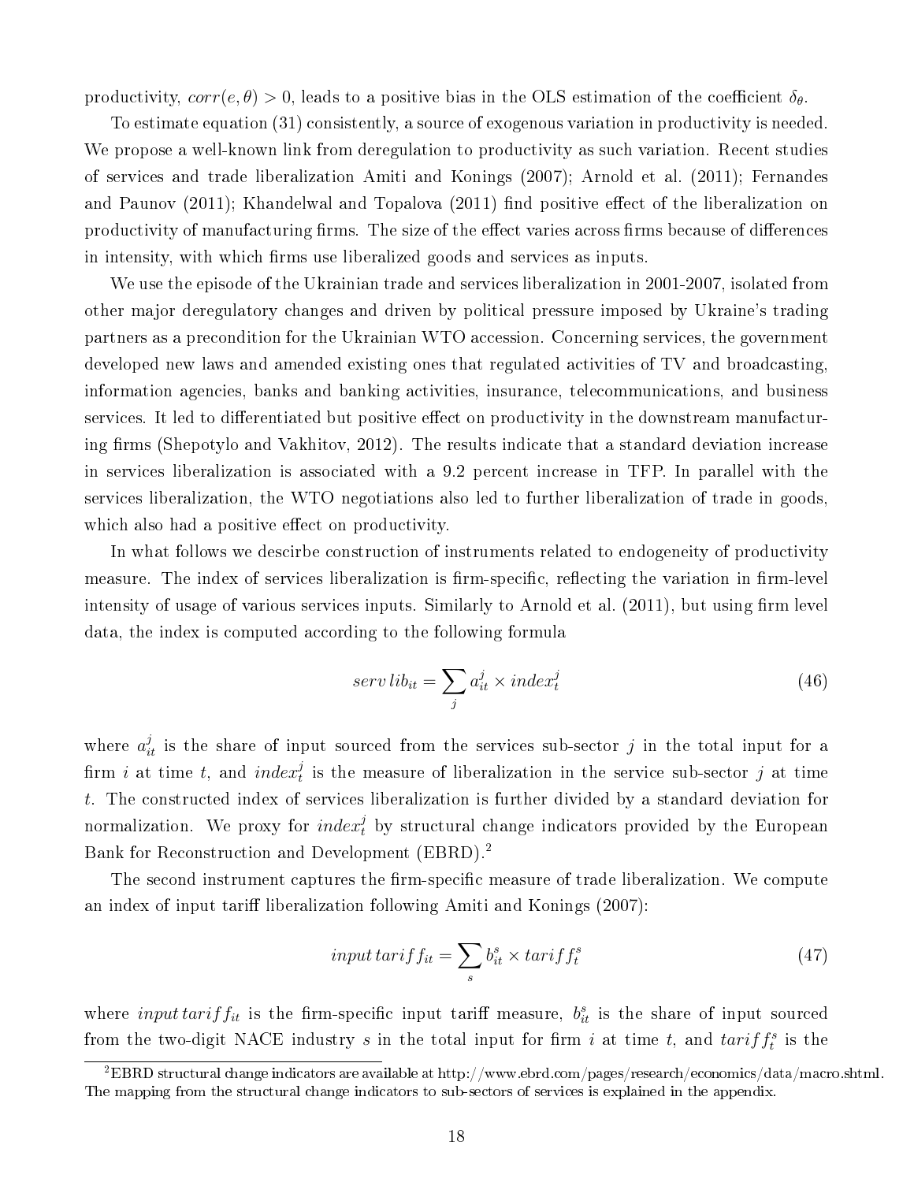productivity, $corr(e, \theta) > 0$, leads to a positive bias in the OLS estimation of the coefficient $\delta_\theta$.

To estimate equation (31) consistently, a source of exogenous variation in productivity is needed. We propose a well-known link from deregulation to productivity as such variation. Recent studies of services and trade liberalization Amiti and Konings (2007); Arnold et al. (2011); Fernandes and Paunov (2011); Khandelwal and Topalova (2011) find positive effect of the liberalization on productivity of manufacturing firms. The size of the effect varies across firms because of differences in intensity, with which firms use liberalized goods and services as inputs.

We use the episode of the Ukrainian trade and services liberalization in 2001-2007, isolated from other major deregulatory changes and driven by political pressure imposed by Ukraine's trading partners as a precondition for the Ukrainian WTO accession. Concerning services, the government developed new laws and amended existing ones that regulated activities of TV and broadcasting, information agencies, banks and banking activities, insurance, telecommunications, and business services. It led to differentiated but positive effect on productivity in the downstream manufacturing firms (Shepotylo and Vakhitov, 2012). The results indicate that a standard deviation increase in services liberalization is associated with a 9.2 percent increase in TFP. In parallel with the services liberalization, the WTO negotiations also led to further liberalization of trade in goods, which also had a positive effect on productivity.

In what follows we descirbe construction of instruments related to endogeneity of productivity measure. The index of services liberalization is firm-specific, reflecting the variation in firm-level intensity of usage of various services inputs. Similarly to Arnold et al. (2011), but using firm level data, the index is computed according to the following formula

$$serv\,lib_{it} = \sum_j a^j_{it} \times index^j_t \tag{46}$$

where $a^j_{it}$ is the share of input sourced from the services sub-sector $j$ in the total input for a firm $i$ at time $t$, and $index^j_t$ is the measure of liberalization in the service sub-sector $j$ at time $t$. The constructed index of services liberalization is further divided by a standard deviation for normalization. We proxy for $index^j_t$ by structural change indicators provided by the European Bank for Reconstruction and Development (EBRD).[2]

The second instrument captures the firm-specific measure of trade liberalization. We compute an index of input tariff liberalization following Amiti and Konings (2007):

$$input\,tariff_{it} = \sum_s b^s_{it} \times tariff^s_t \tag{47}$$

where $input\,tariff_{it}$ is the firm-specific input tariff measure, $b^s_{it}$ is the share of input sourced from the two-digit NACE industry $s$ in the total input for firm $i$ at time $t$, and $tariff^s_t$ is the

[2] EBRD structural change indicators are available at http://www.ebrd.com/pages/research/economics/data/macro.shtml. The mapping from the structural change indicators to sub-sectors of services is explained in the appendix.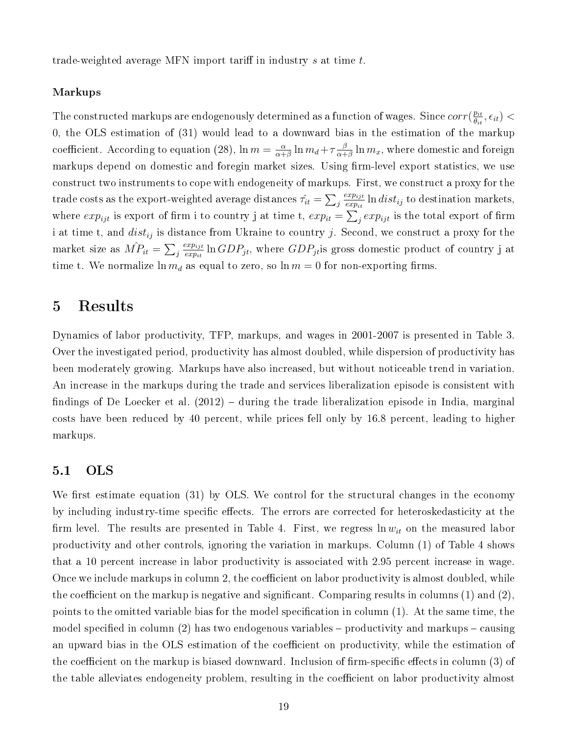trade-weighted average MFN import tariff in industry $s$ at time $t$.

#### Markups

The constructed markups are endogenously determined as a function of wages. Since $corr(\frac{p_{it}}{\theta_{it}}, \epsilon_{it}) < 0$, the OLS estimation of (31) would lead to a downward bias in the estimation of the markup coefficient. According to equation (28), $\ln m = \frac{\alpha}{\alpha+\beta} \ln m_d + \tau \frac{\beta}{\alpha+\beta} \ln m_x$, where domestic and foreign markups depend on domestic and foregin market sizes. Using firm-level export statistics, we use construct two instruments to cope with endogeneity of markups. First, we construct a proxy for the trade costs as the export-weighted average distances $\hat{\tau_{it}} = \sum_j \frac{exp_{ijt}}{exp_{it}} \ln dist_{ij}$ to destination markets, where $exp_{ijt}$ is export of firm i to country j at time t, $exp_{it} = \sum_j exp_{ijt}$ is the total export of firm i at time t, and $dist_{ij}$ is distance from Ukraine to country $j$. Second, we construct a proxy for the market size as $\hat{MP}_{it} = \sum_j \frac{exp_{ijt}}{exp_{it}} \ln GDP_{jt}$, where $GDP_{jt}$is gross domestic product of country j at time t. We normalize $\ln m_d$ as equal to zero, so $\ln m = 0$ for non-exporting firms.

## 5 Results

Dynamics of labor productivity, TFP, markups, and wages in 2001-2007 is presented in Table 3. Over the investigated period, productivity has almost doubled, while dispersion of productivity has been moderately growing. Markups have also increased, but without noticeable trend in variation. An increase in the markups during the trade and services liberalization episode is consistent with findings of De Loecker et al. (2012) – during the trade liberalization episode in India, marginal costs have been reduced by 40 percent, while prices fell only by 16.8 percent, leading to higher markups.

### 5.1 OLS

We first estimate equation (31) by OLS. We control for the structural changes in the economy by including industry-time specific effects. The errors are corrected for heteroskedasticity at the firm level. The results are presented in Table 4. First, we regress $\ln w_{it}$ on the measured labor productivity and other controls, ignoring the variation in markups. Column (1) of Table 4 shows that a 10 percent increase in labor productivity is associated with 2.95 percent increase in wage. Once we include markups in column 2, the coefficient on labor productivity is almost doubled, while the coefficient on the markup is negative and significant. Comparing results in columns (1) and (2), points to the omitted variable bias for the model specification in column (1). At the same time, the model specified in column (2) has two endogenous variables – productivity and markups – causing an upward bias in the OLS estimation of the coefficient on productivity, while the estimation of the coefficient on the markup is biased downward. Inclusion of firm-specific effects in column (3) of the table alleviates endogeneity problem, resulting in the coefficient on labor productivity almost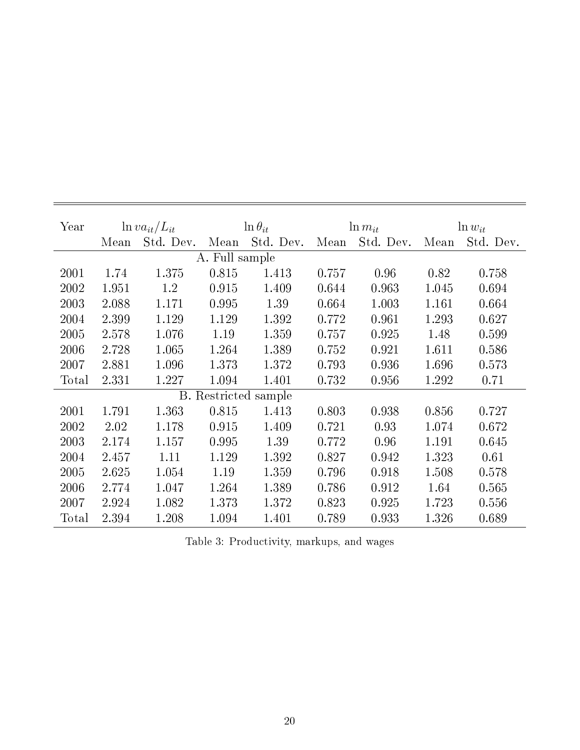| Year | $\ln va_{it}/L_{it}$ | | $\ln \theta_{it}$ | | $\ln m_{it}$ | | $\ln w_{it}$ | |
|---|---|---|---|---|---|---|---|---|
| | Mean | Std. Dev. | Mean | Std. Dev. | Mean | Std. Dev. | Mean | Std. Dev. |
| A. Full sample | | | | | | | | |
| 2001 | 1.74 | 1.375 | 0.815 | 1.413 | 0.757 | 0.96 | 0.82 | 0.758 |
| 2002 | 1.951 | 1.2 | 0.915 | 1.409 | 0.644 | 0.963 | 1.045 | 0.694 |
| 2003 | 2.088 | 1.171 | 0.995 | 1.39 | 0.664 | 1.003 | 1.161 | 0.664 |
| 2004 | 2.399 | 1.129 | 1.129 | 1.392 | 0.772 | 0.961 | 1.293 | 0.627 |
| 2005 | 2.578 | 1.076 | 1.19 | 1.359 | 0.757 | 0.925 | 1.48 | 0.599 |
| 2006 | 2.728 | 1.065 | 1.264 | 1.389 | 0.752 | 0.921 | 1.611 | 0.586 |
| 2007 | 2.881 | 1.096 | 1.373 | 1.372 | 0.793 | 0.936 | 1.696 | 0.573 |
| Total | 2.331 | 1.227 | 1.094 | 1.401 | 0.732 | 0.956 | 1.292 | 0.71 |
| B. Restricted sample | | | | | | | | |
| 2001 | 1.791 | 1.363 | 0.815 | 1.413 | 0.803 | 0.938 | 0.856 | 0.727 |
| 2002 | 2.02 | 1.178 | 0.915 | 1.409 | 0.721 | 0.93 | 1.074 | 0.672 |
| 2003 | 2.174 | 1.157 | 0.995 | 1.39 | 0.772 | 0.96 | 1.191 | 0.645 |
| 2004 | 2.457 | 1.11 | 1.129 | 1.392 | 0.827 | 0.942 | 1.323 | 0.61 |
| 2005 | 2.625 | 1.054 | 1.19 | 1.359 | 0.796 | 0.918 | 1.508 | 0.578 |
| 2006 | 2.774 | 1.047 | 1.264 | 1.389 | 0.786 | 0.912 | 1.64 | 0.565 |
| 2007 | 2.924 | 1.082 | 1.373 | 1.372 | 0.823 | 0.925 | 1.723 | 0.556 |
| Total | 2.394 | 1.208 | 1.094 | 1.401 | 0.789 | 0.933 | 1.326 | 0.689 |

Table 3: Productivity, markups, and wages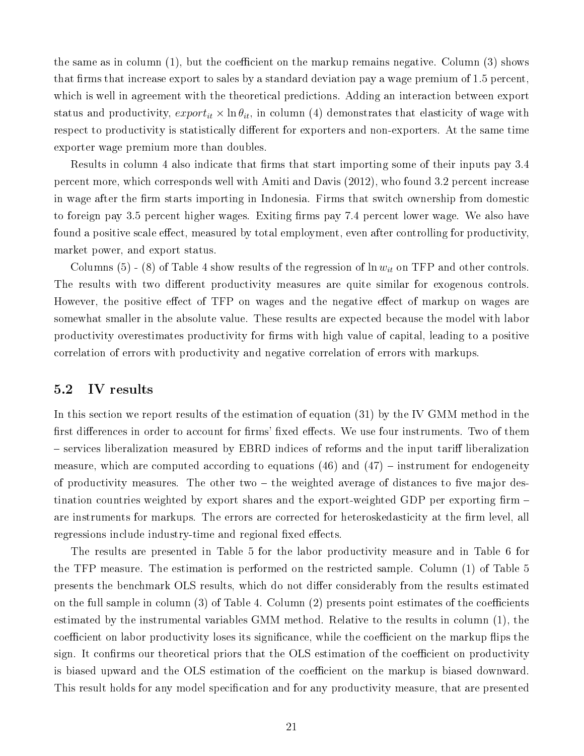the same as in column (1), but the coefficient on the markup remains negative. Column (3) shows that firms that increase export to sales by a standard deviation pay a wage premium of 1.5 percent, which is well in agreement with the theoretical predictions. Adding an interaction between export status and productivity, $export_{it} \times \ln \theta_{it}$, in column (4) demonstrates that elasticity of wage with respect to productivity is statistically different for exporters and non-exporters. At the same time exporter wage premium more than doubles.

Results in column 4 also indicate that firms that start importing some of their inputs pay 3.4 percent more, which corresponds well with Amiti and Davis (2012), who found 3.2 percent increase in wage after the firm starts importing in Indonesia. Firms that switch ownership from domestic to foreign pay 3.5 percent higher wages. Exiting firms pay 7.4 percent lower wage. We also have found a positive scale effect, measured by total employment, even after controlling for productivity, market power, and export status.

Columns (5) - (8) of Table 4 show results of the regression of $\ln w_{it}$ on TFP and other controls. The results with two different productivity measures are quite similar for exogenous controls. However, the positive effect of TFP on wages and the negative effect of markup on wages are somewhat smaller in the absolute value. These results are expected because the model with labor productivity overestimates productivity for firms with high value of capital, leading to a positive correlation of errors with productivity and negative correlation of errors with markups.

## 5.2 IV results

In this section we report results of the estimation of equation (31) by the IV GMM method in the first differences in order to account for firms' fixed effects. We use four instruments. Two of them – services liberalization measured by EBRD indices of reforms and the input tariff liberalization measure, which are computed according to equations (46) and (47) – instrument for endogeneity of productivity measures. The other two – the weighted average of distances to five major destination countries weighted by export shares and the export-weighted GDP per exporting firm – are instruments for markups. The errors are corrected for heteroskedasticity at the firm level, all regressions include industry-time and regional fixed effects.

The results are presented in Table 5 for the labor productivity measure and in Table 6 for the TFP measure. The estimation is performed on the restricted sample. Column (1) of Table 5 presents the benchmark OLS results, which do not differ considerably from the results estimated on the full sample in column (3) of Table 4. Column (2) presents point estimates of the coefficients estimated by the instrumental variables GMM method. Relative to the results in column (1), the coefficient on labor productivity loses its significance, while the coefficient on the markup flips the sign. It confirms our theoretical priors that the OLS estimation of the coefficient on productivity is biased upward and the OLS estimation of the coefficient on the markup is biased downward. This result holds for any model specification and for any productivity measure, that are presented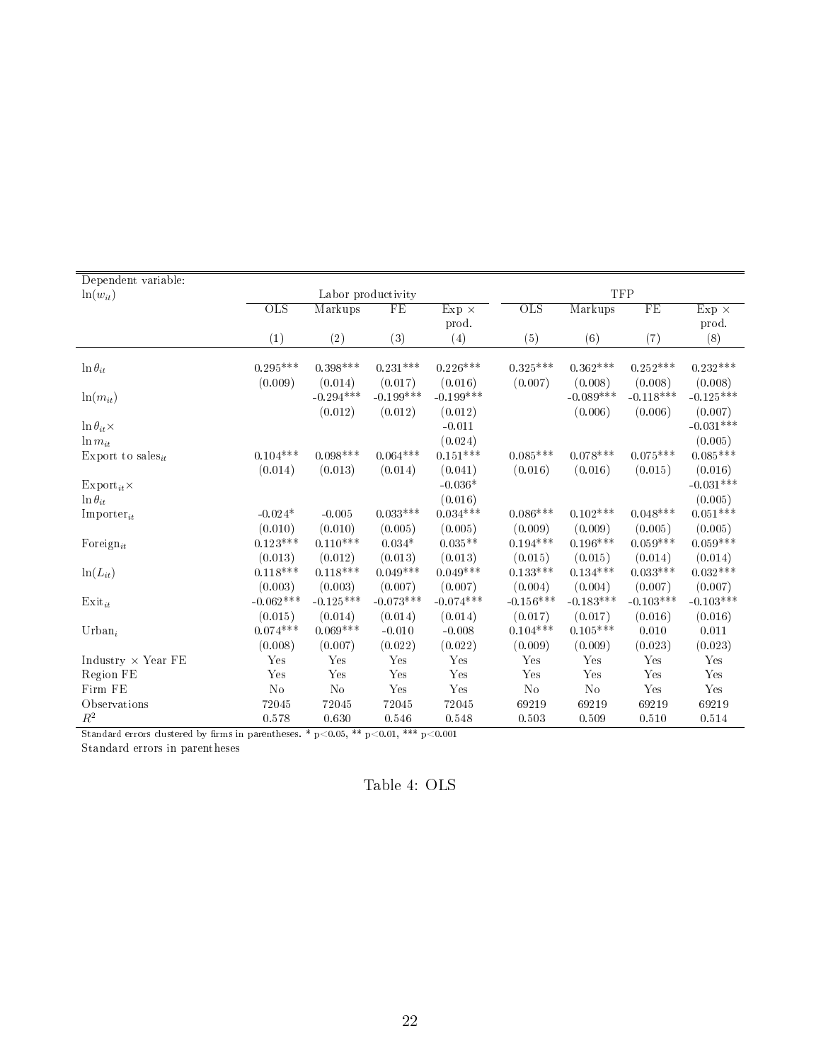| Dependent variable: $\ln(w_{it})$ | Labor productivity | | | | TFP | | | |
|---|---|---|---|---|---|---|---|---|
| | OLS | Markups | FE | Exp × prod. | OLS | Markups | FE | Exp × prod. |
| | (1) | (2) | (3) | (4) | (5) | (6) | (7) | (8) |
| $\ln \theta_{it}$ | 0.295*** | 0.398*** | 0.231*** | 0.226*** | 0.325*** | 0.362*** | 0.252*** | 0.232*** |
| | (0.009) | (0.014) | (0.017) | (0.016) | (0.007) | (0.008) | (0.008) | (0.008) |
| $\ln(m_{it})$ | | -0.294*** | -0.199*** | -0.199*** | | -0.089*** | -0.118*** | -0.125*** |
| | | (0.012) | (0.012) | (0.012) | | (0.006) | (0.006) | (0.007) |
| $\ln \theta_{it} \times \ln m_{it}$ | | | | -0.011 | | | | -0.031*** |
| | | | | (0.024) | | | | (0.005) |
| Export to sales$_{it}$ | 0.104*** | 0.098*** | 0.064*** | 0.151*** | 0.085*** | 0.078*** | 0.075*** | 0.085*** |
| | (0.014) | (0.013) | (0.014) | (0.041) | (0.016) | (0.016) | (0.015) | (0.016) |
| Export$_{it} \times \ln \theta_{it}$ | | | | -0.036* | | | | -0.031*** |
| | | | | (0.016) | | | | (0.005) |
| Importer$_{it}$ | -0.024* | -0.005 | 0.033*** | 0.034*** | 0.086*** | 0.102*** | 0.048*** | 0.051*** |
| | (0.010) | (0.010) | (0.005) | (0.005) | (0.009) | (0.009) | (0.005) | (0.005) |
| Foreign$_{it}$ | 0.123*** | 0.110*** | 0.034* | 0.035** | 0.194*** | 0.196*** | 0.059*** | 0.059*** |
| | (0.013) | (0.012) | (0.013) | (0.013) | (0.015) | (0.015) | (0.014) | (0.014) |
| $\ln(L_{it})$ | 0.118*** | 0.118*** | 0.049*** | 0.049*** | 0.133*** | 0.134*** | 0.033*** | 0.032*** |
| | (0.003) | (0.003) | (0.007) | (0.007) | (0.004) | (0.004) | (0.007) | (0.007) |
| Exit$_{it}$ | -0.062*** | -0.125*** | -0.073*** | -0.074*** | -0.156*** | -0.183*** | -0.103*** | -0.103*** |
| | (0.015) | (0.014) | (0.014) | (0.014) | (0.017) | (0.017) | (0.016) | (0.016) |
| Urban$_i$ | 0.074*** | 0.069*** | -0.010 | -0.008 | 0.104*** | 0.105*** | 0.010 | 0.011 |
| | (0.008) | (0.007) | (0.022) | (0.022) | (0.009) | (0.009) | (0.023) | (0.023) |
| Industry × Year FE | Yes | Yes | Yes | Yes | Yes | Yes | Yes | Yes |
| Region FE | Yes | Yes | Yes | Yes | Yes | Yes | Yes | Yes |
| Firm FE | No | No | Yes | Yes | No | No | Yes | Yes |
| Observations | 72045 | 72045 | 72045 | 72045 | 69219 | 69219 | 69219 | 69219 |
| $R^2$ | 0.578 | 0.630 | 0.546 | 0.548 | 0.503 | 0.509 | 0.510 | 0.514 |

Standard errors clustered by firms in parentheses. * $p<0.05$, ** $p<0.01$, *** $p<0.001$
Standard errors in parentheses

Table 4: OLS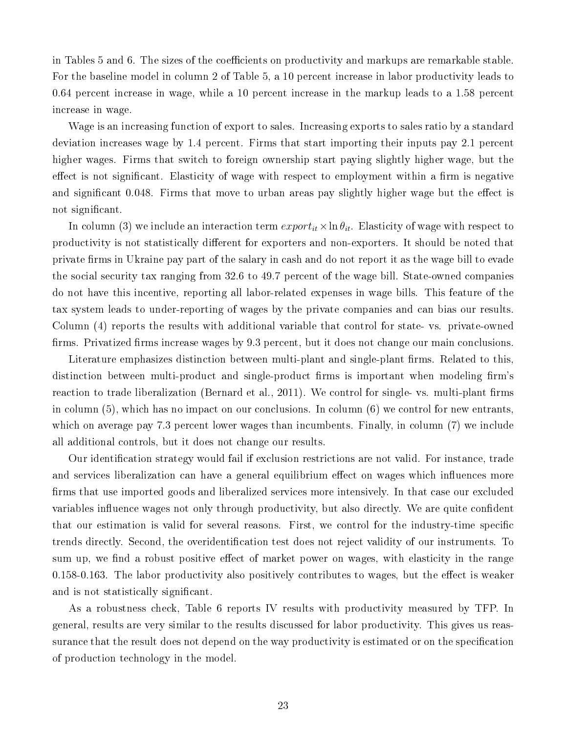in Tables 5 and 6. The sizes of the coefficients on productivity and markups are remarkable stable. For the baseline model in column 2 of Table 5, a 10 percent increase in labor productivity leads to 0.64 percent increase in wage, while a 10 percent increase in the markup leads to a 1.58 percent increase in wage.

Wage is an increasing function of export to sales. Increasing exports to sales ratio by a standard deviation increases wage by 1.4 percent. Firms that start importing their inputs pay 2.1 percent higher wages. Firms that switch to foreign ownership start paying slightly higher wage, but the effect is not significant. Elasticity of wage with respect to employment within a firm is negative and significant 0.048. Firms that move to urban areas pay slightly higher wage but the effect is not significant.

In column (3) we include an interaction term $export_{it} \times \ln \theta_{it}$. Elasticity of wage with respect to productivity is not statistically different for exporters and non-exporters. It should be noted that private firms in Ukraine pay part of the salary in cash and do not report it as the wage bill to evade the social security tax ranging from 32.6 to 49.7 percent of the wage bill. State-owned companies do not have this incentive, reporting all labor-related expenses in wage bills. This feature of the tax system leads to under-reporting of wages by the private companies and can bias our results. Column (4) reports the results with additional variable that control for state- vs. private-owned firms. Privatized firms increase wages by 9.3 percent, but it does not change our main conclusions.

Literature emphasizes distinction between multi-plant and single-plant firms. Related to this, distinction between multi-product and single-product firms is important when modeling firm's reaction to trade liberalization (Bernard et al., 2011). We control for single- vs. multi-plant firms in column (5), which has no impact on our conclusions. In column (6) we control for new entrants, which on average pay 7.3 percent lower wages than incumbents. Finally, in column (7) we include all additional controls, but it does not change our results.

Our identification strategy would fail if exclusion restrictions are not valid. For instance, trade and services liberalization can have a general equilibrium effect on wages which influences more firms that use imported goods and liberalized services more intensively. In that case our excluded variables influence wages not only through productivity, but also directly. We are quite confident that our estimation is valid for several reasons. First, we control for the industry-time specific trends directly. Second, the overidentification test does not reject validity of our instruments. To sum up, we find a robust positive effect of market power on wages, with elasticity in the range 0.158-0.163. The labor productivity also positively contributes to wages, but the effect is weaker and is not statistically significant.

As a robustness check, Table 6 reports IV results with productivity measured by TFP. In general, results are very similar to the results discussed for labor productivity. This gives us reassurance that the result does not depend on the way productivity is estimated or on the specification of production technology in the model.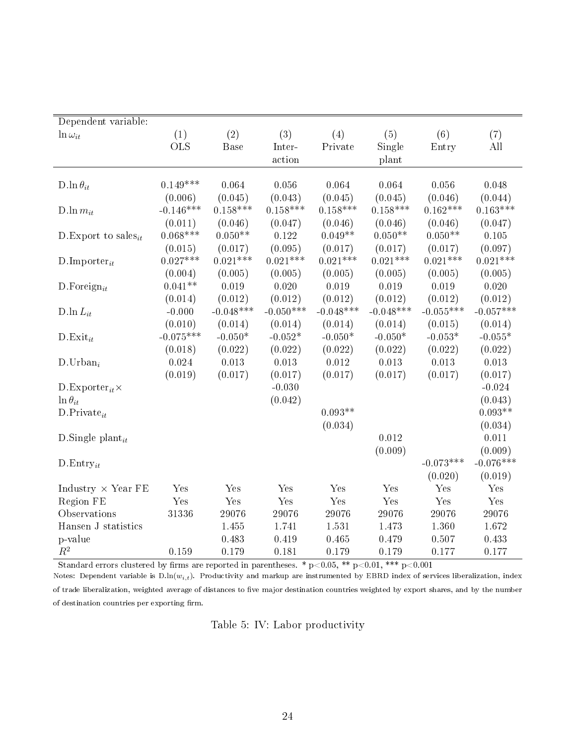| Dependent variable: $\ln \omega_{it}$ | (1) OLS | (2) Base | (3) Inter-action | (4) Private | (5) Single plant | (6) Entry | (7) All |
|---|---|---|---|---|---|---|---|
| D.$\ln \theta_{it}$ | 0.149*** | 0.064 | 0.056 | 0.064 | 0.064 | 0.056 | 0.048 |
| | (0.006) | (0.045) | (0.043) | (0.045) | (0.045) | (0.046) | (0.044) |
| D.$\ln m_{it}$ | -0.146*** | 0.158*** | 0.158*** | 0.158*** | 0.158*** | 0.162*** | 0.163*** |
| | (0.011) | (0.046) | (0.047) | (0.046) | (0.046) | (0.046) | (0.047) |
| D.Export to sales$_{it}$ | 0.068*** | 0.050** | 0.122 | 0.049** | 0.050** | 0.050** | 0.105 |
| | (0.015) | (0.017) | (0.095) | (0.017) | (0.017) | (0.017) | (0.097) |
| D.Importer$_{it}$ | 0.027*** | 0.021*** | 0.021*** | 0.021*** | 0.021*** | 0.021*** | 0.021*** |
| | (0.004) | (0.005) | (0.005) | (0.005) | (0.005) | (0.005) | (0.005) |
| D.Foreign$_{it}$ | 0.041** | 0.019 | 0.020 | 0.019 | 0.019 | 0.019 | 0.020 |
| | (0.014) | (0.012) | (0.012) | (0.012) | (0.012) | (0.012) | (0.012) |
| D.$\ln L_{it}$ | -0.000 | -0.048*** | -0.050*** | -0.048*** | -0.048*** | -0.055*** | -0.057*** |
| | (0.010) | (0.014) | (0.014) | (0.014) | (0.014) | (0.015) | (0.014) |
| D.Exit$_{it}$ | -0.075*** | -0.050* | -0.052* | -0.050* | -0.050* | -0.053* | -0.055* |
| | (0.018) | (0.022) | (0.022) | (0.022) | (0.022) | (0.022) | (0.022) |
| D.Urban$_i$ | 0.024 | 0.013 | 0.013 | 0.012 | 0.013 | 0.013 | 0.013 |
| | (0.019) | (0.017) | (0.017) | (0.017) | (0.017) | (0.017) | (0.017) |
| D.Exporter$_{it}\times$ $\ln \theta_{it}$ | | | -0.030 | | | | -0.024 |
| | | | (0.042) | | | | (0.043) |
| D.Private$_{it}$ | | | | 0.093** | | | 0.093** |
| | | | | (0.034) | | | (0.034) |
| D.Single plant$_{it}$ | | | | | 0.012 | | 0.011 |
| | | | | | (0.009) | | (0.009) |
| D.Entry$_{it}$ | | | | | | -0.073*** | -0.076*** |
| | | | | | | (0.020) | (0.019) |
| Industry $\times$ Year FE | Yes | Yes | Yes | Yes | Yes | Yes | Yes |
| Region FE | Yes | Yes | Yes | Yes | Yes | Yes | Yes |
| Observations | 31336 | 29076 | 29076 | 29076 | 29076 | 29076 | 29076 |
| Hansen J statistics | | 1.455 | 1.741 | 1.531 | 1.473 | 1.360 | 1.672 |
| p-value | | 0.483 | 0.419 | 0.465 | 0.479 | 0.507 | 0.433 |
| $R^2$ | 0.159 | 0.179 | 0.181 | 0.179 | 0.179 | 0.177 | 0.177 |

Standard errors clustered by firms are reported in parentheses. * p<0.05, ** p<0.01, *** p<0.001

Notes: Dependent variable is D.ln($w_{i,t}$). Productivity and markup are instrumented by EBRD index of services liberalization, index of trade liberalization, weighted average of distances to five major destination countries weighted by export shares, and by the number of destination countries per exporting firm.

Table 5: IV: Labor productivity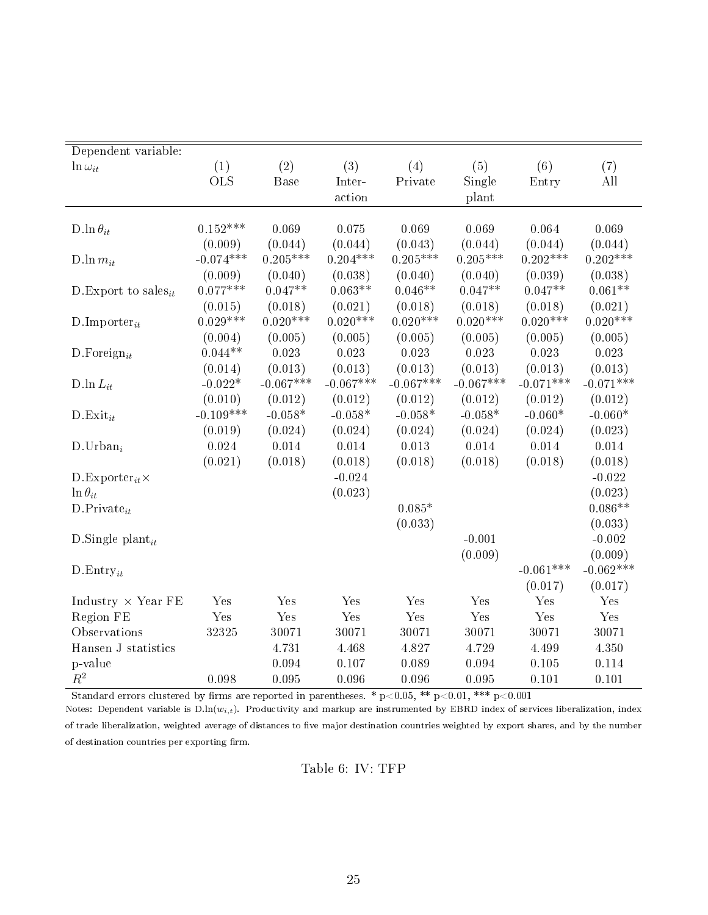| Dependent variable: $\ln \omega_{it}$ | (1) OLS | (2) Base | (3) Inter-action | (4) Private | (5) Single plant | (6) Entry | (7) All |
|---|---|---|---|---|---|---|---|
| D.$\ln \theta_{it}$ | 0.152*** | 0.069 | 0.075 | 0.069 | 0.069 | 0.064 | 0.069 |
| | (0.009) | (0.044) | (0.044) | (0.043) | (0.044) | (0.044) | (0.044) |
| D.$\ln m_{it}$ | -0.074*** | 0.205*** | 0.204*** | 0.205*** | 0.205*** | 0.202*** | 0.202*** |
| | (0.009) | (0.040) | (0.038) | (0.040) | (0.040) | (0.039) | (0.038) |
| D.Export to sales$_{it}$ | 0.077*** | 0.047** | 0.063** | 0.046** | 0.047** | 0.047** | 0.061** |
| | (0.015) | (0.018) | (0.021) | (0.018) | (0.018) | (0.018) | (0.021) |
| D.Importer$_{it}$ | 0.029*** | 0.020*** | 0.020*** | 0.020*** | 0.020*** | 0.020*** | 0.020*** |
| | (0.004) | (0.005) | (0.005) | (0.005) | (0.005) | (0.005) | (0.005) |
| D.Foreign$_{it}$ | 0.044** | 0.023 | 0.023 | 0.023 | 0.023 | 0.023 | 0.023 |
| | (0.014) | (0.013) | (0.013) | (0.013) | (0.013) | (0.013) | (0.013) |
| D.$\ln L_{it}$ | -0.022* | -0.067*** | -0.067*** | -0.067*** | -0.067*** | -0.071*** | -0.071*** |
| | (0.010) | (0.012) | (0.012) | (0.012) | (0.012) | (0.012) | (0.012) |
| D.Exit$_{it}$ | -0.109*** | -0.058* | -0.058* | -0.058* | -0.058* | -0.060* | -0.060* |
| | (0.019) | (0.024) | (0.024) | (0.024) | (0.024) | (0.024) | (0.023) |
| D.Urban$_i$ | 0.024 | 0.014 | 0.014 | 0.013 | 0.014 | 0.014 | 0.014 |
| | (0.021) | (0.018) | (0.018) | (0.018) | (0.018) | (0.018) | (0.018) |
| D.Exporter$_{it}\times$ $\ln \theta_{it}$ | | | -0.024 | | | | -0.022 |
| | | | (0.023) | | | | (0.023) |
| D.Private$_{it}$ | | | | 0.085* | | | 0.086** |
| | | | | (0.033) | | | (0.033) |
| D.Single plant$_{it}$ | | | | | -0.001 | | -0.002 |
| | | | | | (0.009) | | (0.009) |
| D.Entry$_{it}$ | | | | | | -0.061*** | -0.062*** |
| | | | | | | (0.017) | (0.017) |
| Industry $\times$ Year FE | Yes | Yes | Yes | Yes | Yes | Yes | Yes |
| Region FE | Yes | Yes | Yes | Yes | Yes | Yes | Yes |
| Observations | 32325 | 30071 | 30071 | 30071 | 30071 | 30071 | 30071 |
| Hansen J statistics | | 4.731 | 4.468 | 4.827 | 4.729 | 4.499 | 4.350 |
| p-value | | 0.094 | 0.107 | 0.089 | 0.094 | 0.105 | 0.114 |
| $R^2$ | 0.098 | 0.095 | 0.096 | 0.096 | 0.095 | 0.101 | 0.101 |

Standard errors clustered by firms are reported in parentheses. * p<0.05, ** p<0.01, *** p<0.001

Notes: Dependent variable is D.ln($w_{i,t}$). Productivity and markup are instrumented by EBRD index of services liberalization, index of trade liberalization, weighted average of distances to five major destination countries weighted by export shares, and by the number of destination countries per exporting firm.

Table 6: IV: TFP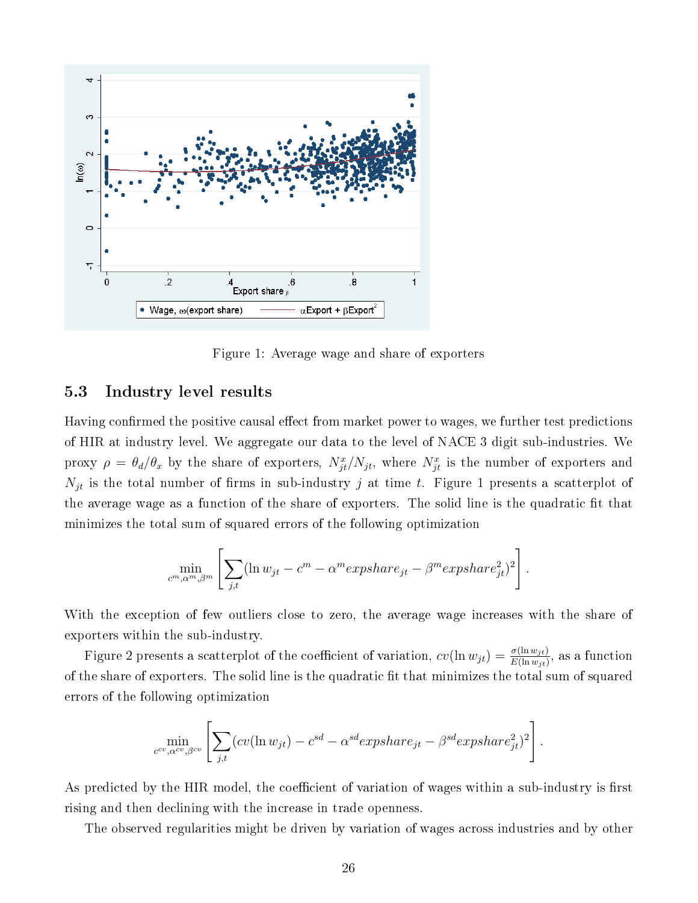Figure 1: Average wage and share of exporters

## 5.3 Industry level results

Having confirmed the positive causal effect from market power to wages, we further test predictions of HIR at industry level. We aggregate our data to the level of NACE 3 digit sub-industries. We proxy $\rho = \theta_d/\theta_x$ by the share of exporters, $N^x_{jt}/N_{jt}$, where $N^x_{jt}$ is the number of exporters and $N_{jt}$ is the total number of firms in sub-industry $j$ at time $t$. Figure 1 presents a scatterplot of the average wage as a function of the share of exporters. The solid line is the quadratic fit that minimizes the total sum of squared errors of the following optimization

$$\min_{c^m,\alpha^m,\beta^m} \left[ \sum_{j,t} (\ln w_{jt} - c^m - \alpha^m expshare_{jt} - \beta^m expshare^2_{jt})^2 \right].$$

With the exception of few outliers close to zero, the average wage increases with the share of exporters within the sub-industry.

Figure 2 presents a scatterplot of the coefficient of variation, $cv(\ln w_{jt}) = \frac{\sigma(\ln w_{jt})}{E(\ln w_{jt})}$, as a function of the share of exporters. The solid line is the quadratic fit that minimizes the total sum of squared errors of the following optimization

$$\min_{c^{cv},\alpha^{cv},\beta^{cv}} \left[ \sum_{j,t} (cv(\ln w_{jt}) - c^{sd} - \alpha^{sd} expshare_{jt} - \beta^{sd} expshare^2_{jt})^2 \right].$$

As predicted by the HIR model, the coefficient of variation of wages within a sub-industry is first rising and then declining with the increase in trade openness.

The observed regularities might be driven by variation of wages across industries and by other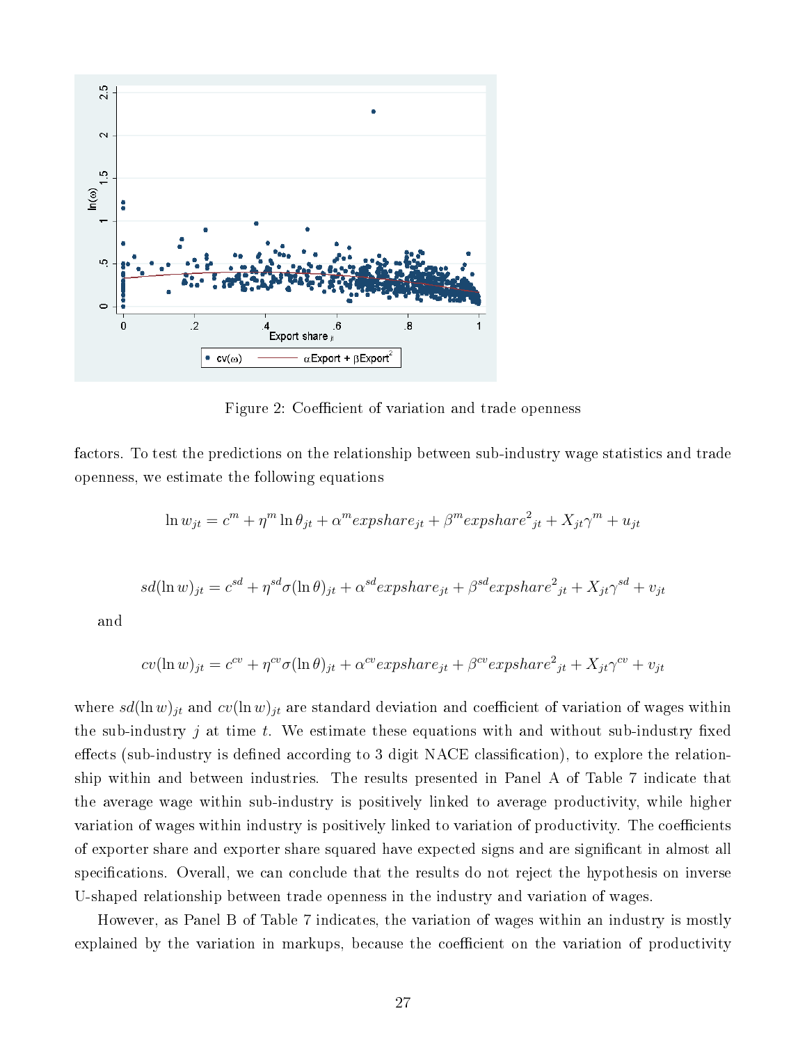Figure 2: Coefficient of variation and trade openness

factors. To test the predictions on the relationship between sub-industry wage statistics and trade openness, we estimate the following equations

$$\ln w_{jt} = c^m + \eta^m \ln \theta_{jt} + \alpha^m expshare_{jt} + \beta^m expshare^2_{jt} + X_{jt}\gamma^m + u_{jt}$$

$$sd(\ln w)_{jt} = c^{sd} + \eta^{sd}\sigma(\ln \theta)_{jt} + \alpha^{sd} expshare_{jt} + \beta^{sd} expshare^2_{jt} + X_{jt}\gamma^{sd} + v_{jt}$$

and

$$cv(\ln w)_{jt} = c^{cv} + \eta^{cv}\sigma(\ln \theta)_{jt} + \alpha^{cv} expshare_{jt} + \beta^{cv} expshare^2_{jt} + X_{jt}\gamma^{cv} + v_{jt}$$

where $sd(\ln w)_{jt}$ and $cv(\ln w)_{jt}$ are standard deviation and coefficient of variation of wages within the sub-industry $j$ at time $t$. We estimate these equations with and without sub-industry fixed effects (sub-industry is defined according to 3 digit NACE classification), to explore the relationship within and between industries. The results presented in Panel A of Table 7 indicate that the average wage within sub-industry is positively linked to average productivity, while higher variation of wages within industry is positively linked to variation of productivity. The coefficients of exporter share and exporter share squared have expected signs and are significant in almost all specifications. Overall, we can conclude that the results do not reject the hypothesis on inverse U-shaped relationship between trade openness in the industry and variation of wages.

However, as Panel B of Table 7 indicates, the variation of wages within an industry is mostly explained by the variation in markups, because the coefficient on the variation of productivity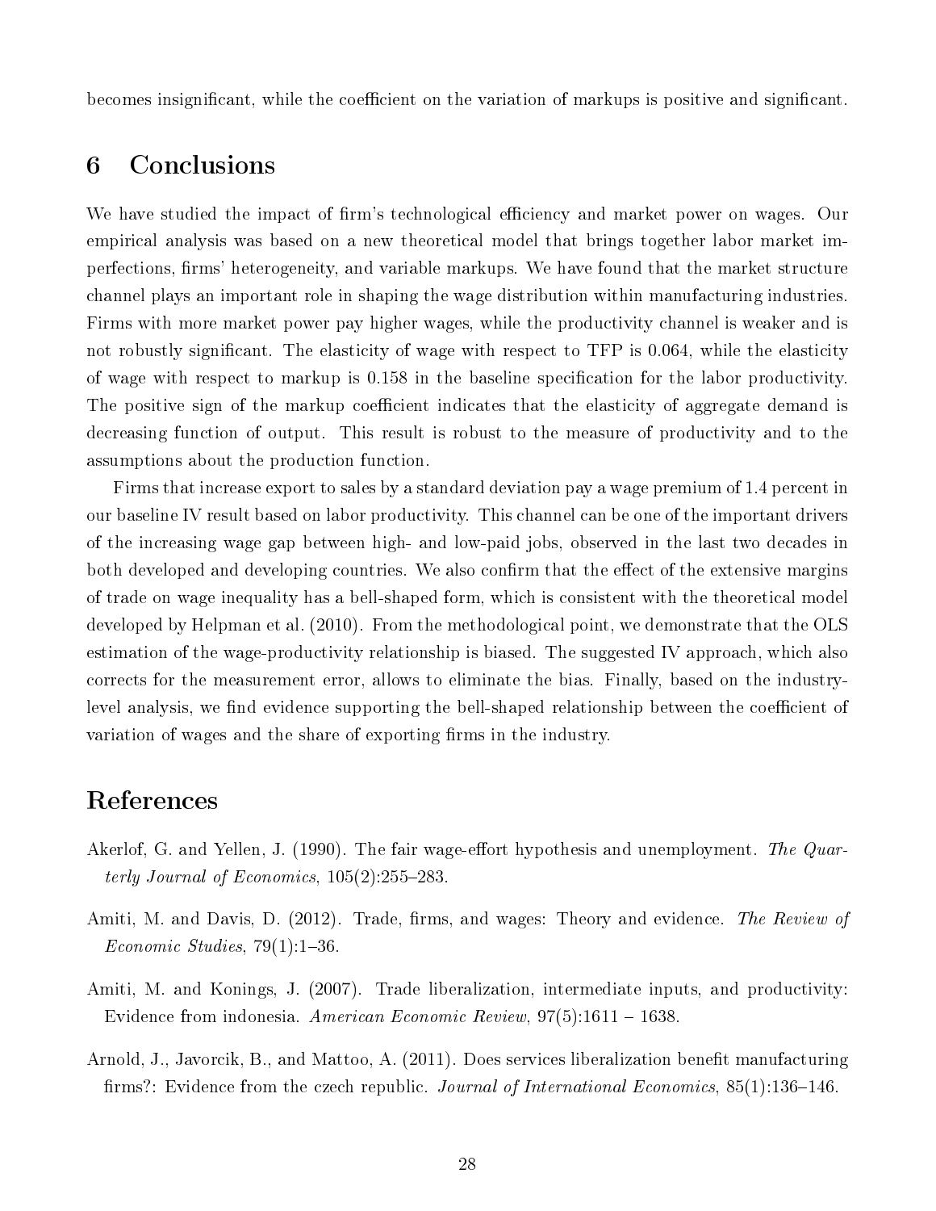becomes insignificant, while the coefficient on the variation of markups is positive and significant.

# 6 Conclusions

We have studied the impact of firm's technological efficiency and market power on wages. Our empirical analysis was based on a new theoretical model that brings together labor market imperfections, firms' heterogeneity, and variable markups. We have found that the market structure channel plays an important role in shaping the wage distribution within manufacturing industries. Firms with more market power pay higher wages, while the productivity channel is weaker and is not robustly significant. The elasticity of wage with respect to TFP is 0.064, while the elasticity of wage with respect to markup is 0.158 in the baseline specification for the labor productivity. The positive sign of the markup coefficient indicates that the elasticity of aggregate demand is decreasing function of output. This result is robust to the measure of productivity and to the assumptions about the production function.

Firms that increase export to sales by a standard deviation pay a wage premium of 1.4 percent in our baseline IV result based on labor productivity. This channel can be one of the important drivers of the increasing wage gap between high- and low-paid jobs, observed in the last two decades in both developed and developing countries. We also confirm that the effect of the extensive margins of trade on wage inequality has a bell-shaped form, which is consistent with the theoretical model developed by Helpman et al. (2010). From the methodological point, we demonstrate that the OLS estimation of the wage-productivity relationship is biased. The suggested IV approach, which also corrects for the measurement error, allows to eliminate the bias. Finally, based on the industry-level analysis, we find evidence supporting the bell-shaped relationship between the coefficient of variation of wages and the share of exporting firms in the industry.

# References

Akerlof, G. and Yellen, J. (1990). The fair wage-effort hypothesis and unemployment. *The Quarterly Journal of Economics*, 105(2):255–283.

Amiti, M. and Davis, D. (2012). Trade, firms, and wages: Theory and evidence. *The Review of Economic Studies*, 79(1):1–36.

Amiti, M. and Konings, J. (2007). Trade liberalization, intermediate inputs, and productivity: Evidence from indonesia. *American Economic Review*, 97(5):1611 – 1638.

Arnold, J., Javorcik, B., and Mattoo, A. (2011). Does services liberalization benefit manufacturing firms?: Evidence from the czech republic. *Journal of International Economics*, 85(1):136–146.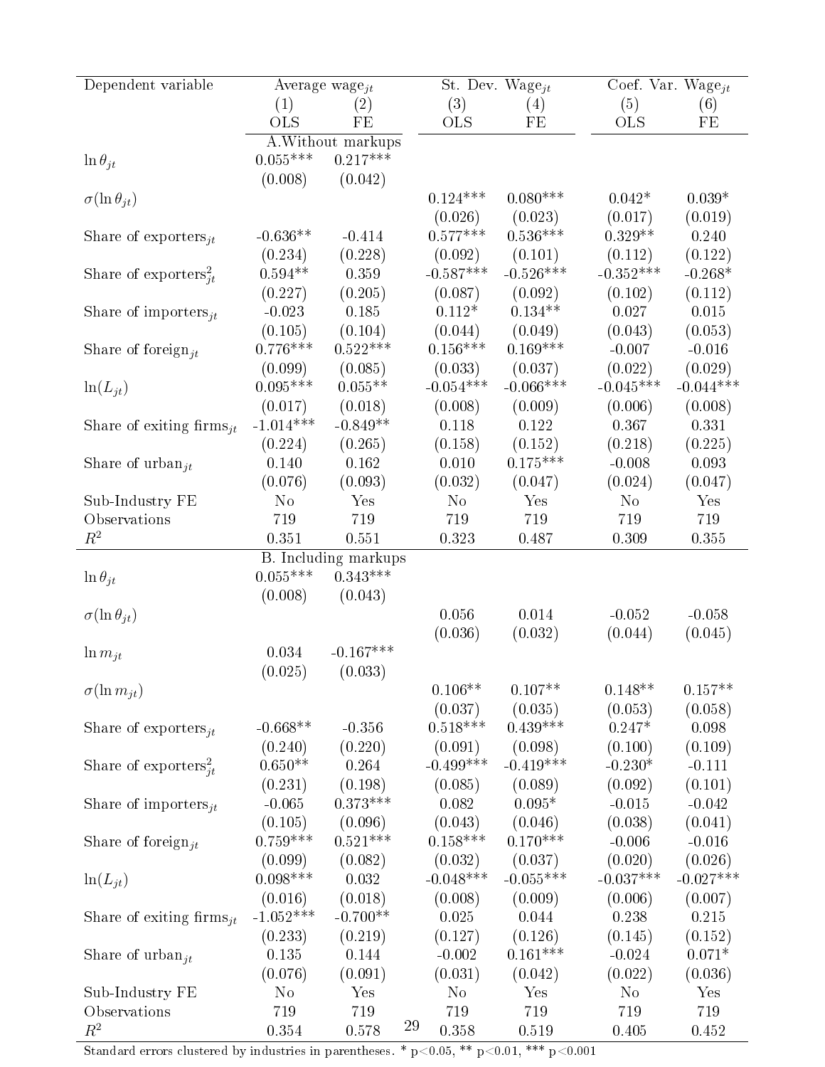| Dependent variable | Average wage$_{jt}$ | | St. Dev. Wage$_{jt}$ | | Coef. Var. Wage$_{jt}$ | |
|---|---|---|---|---|---|---|
| | (1) | (2) | (3) | (4) | (5) | (6) |
| | OLS | FE | OLS | FE | OLS | FE |
| | A.Without markups | | | | | |
| $\ln \theta_{jt}$ | 0.055*** | 0.217*** | | | | |
| | (0.008) | (0.042) | | | | |
| $\sigma(\ln \theta_{jt})$ | | | 0.124*** | 0.080*** | 0.042* | 0.039* |
| | | | (0.026) | (0.023) | (0.017) | (0.019) |
| Share of exporters$_{jt}$ | -0.636** | -0.414 | 0.577*** | 0.536*** | 0.329** | 0.240 |
| | (0.234) | (0.228) | (0.092) | (0.101) | (0.112) | (0.122) |
| Share of exporters$^2_{jt}$ | 0.594** | 0.359 | -0.587*** | -0.526*** | -0.352*** | -0.268* |
| | (0.227) | (0.205) | (0.087) | (0.092) | (0.102) | (0.112) |
| Share of importers$_{jt}$ | -0.023 | 0.185 | 0.112* | 0.134** | 0.027 | 0.015 |
| | (0.105) | (0.104) | (0.044) | (0.049) | (0.043) | (0.053) |
| Share of foreign$_{jt}$ | 0.776*** | 0.522*** | 0.156*** | 0.169*** | -0.007 | -0.016 |
| | (0.099) | (0.085) | (0.033) | (0.037) | (0.022) | (0.029) |
| $\ln(L_{jt})$ | 0.095*** | 0.055** | -0.054*** | -0.066*** | -0.045*** | -0.044*** |
| | (0.017) | (0.018) | (0.008) | (0.009) | (0.006) | (0.008) |
| Share of exiting firms$_{jt}$ | -1.014*** | -0.849** | 0.118 | 0.122 | 0.367 | 0.331 |
| | (0.224) | (0.265) | (0.158) | (0.152) | (0.218) | (0.225) |
| Share of urban$_{jt}$ | 0.140 | 0.162 | 0.010 | 0.175*** | -0.008 | 0.093 |
| | (0.076) | (0.093) | (0.032) | (0.047) | (0.024) | (0.047) |
| Sub-Industry FE | No | Yes | No | Yes | No | Yes |
| Observations | 719 | 719 | 719 | 719 | 719 | 719 |
| $R^2$ | 0.351 | 0.551 | 0.323 | 0.487 | 0.309 | 0.355 |
| | B. Including markups | | | | | |
| $\ln \theta_{jt}$ | 0.055*** | 0.343*** | | | | |
| | (0.008) | (0.043) | | | | |
| $\sigma(\ln \theta_{jt})$ | | | 0.056 | 0.014 | -0.052 | -0.058 |
| | | | (0.036) | (0.032) | (0.044) | (0.045) |
| $\ln m_{jt}$ | 0.034 | -0.167*** | | | | |
| | (0.025) | (0.033) | | | | |
| $\sigma(\ln m_{jt})$ | | | 0.106** | 0.107** | 0.148** | 0.157** |
| | | | (0.037) | (0.035) | (0.053) | (0.058) |
| Share of exporters$_{jt}$ | -0.668** | -0.356 | 0.518*** | 0.439*** | 0.247* | 0.098 |
| | (0.240) | (0.220) | (0.091) | (0.098) | (0.100) | (0.109) |
| Share of exporters$^2_{jt}$ | 0.650** | 0.264 | -0.499*** | -0.419*** | -0.230* | -0.111 |
| | (0.231) | (0.198) | (0.085) | (0.089) | (0.092) | (0.101) |
| Share of importers$_{jt}$ | -0.065 | 0.373*** | 0.082 | 0.095* | -0.015 | -0.042 |
| | (0.105) | (0.096) | (0.043) | (0.046) | (0.038) | (0.041) |
| Share of foreign$_{jt}$ | 0.759*** | 0.521*** | 0.158*** | 0.170*** | -0.006 | -0.016 |
| | (0.099) | (0.082) | (0.032) | (0.037) | (0.020) | (0.026) |
| $\ln(L_{jt})$ | 0.098*** | 0.032 | -0.048*** | -0.055*** | -0.037*** | -0.027*** |
| | (0.016) | (0.018) | (0.008) | (0.009) | (0.006) | (0.007) |
| Share of exiting firms$_{jt}$ | -1.052*** | -0.700** | 0.025 | 0.044 | 0.238 | 0.215 |
| | (0.233) | (0.219) | (0.127) | (0.126) | (0.145) | (0.152) |
| Share of urban$_{jt}$ | 0.135 | 0.144 | -0.002 | 0.161*** | -0.024 | 0.071* |
| | (0.076) | (0.091) | (0.031) | (0.042) | (0.022) | (0.036) |
| Sub-Industry FE | No | Yes | No | Yes | No | Yes |
| Observations | 719 | 719 | 719 | 719 | 719 | 719 |
| $R^2$ | 0.354 | 0.578 | 0.358 | 0.519 | 0.405 | 0.452 |

Standard errors clustered by industries in parentheses. * p<0.05, ** p<0.01, *** p<0.001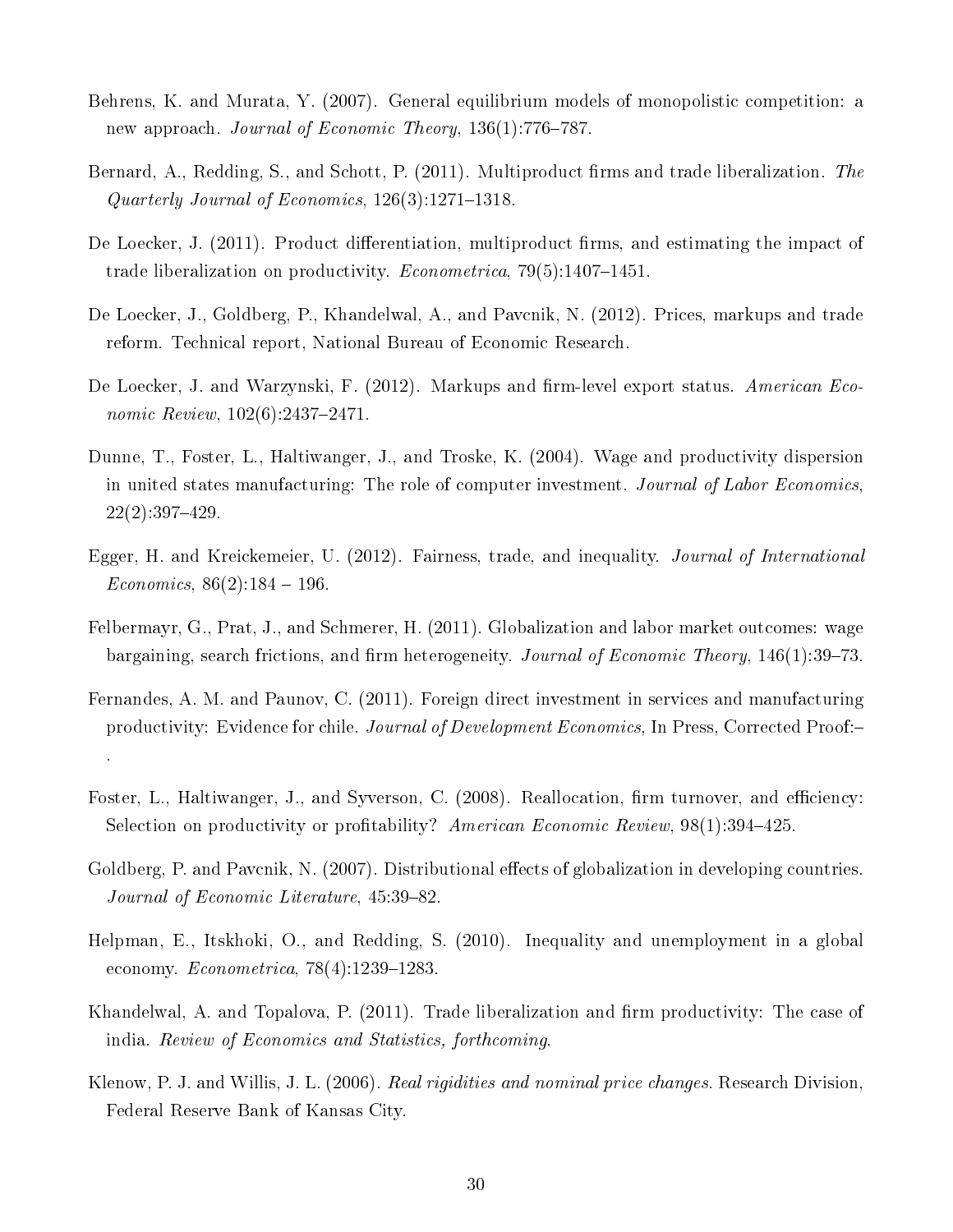Behrens, K. and Murata, Y. (2007). General equilibrium models of monopolistic competition: a new approach. *Journal of Economic Theory*, 136(1):776–787.

Bernard, A., Redding, S., and Schott, P. (2011). Multiproduct firms and trade liberalization. *The Quarterly Journal of Economics*, 126(3):1271–1318.

De Loecker, J. (2011). Product differentiation, multiproduct firms, and estimating the impact of trade liberalization on productivity. *Econometrica*, 79(5):1407–1451.

De Loecker, J., Goldberg, P., Khandelwal, A., and Pavcnik, N. (2012). Prices, markups and trade reform. Technical report, National Bureau of Economic Research.

De Loecker, J. and Warzynski, F. (2012). Markups and firm-level export status. *American Economic Review*, 102(6):2437–2471.

Dunne, T., Foster, L., Haltiwanger, J., and Troske, K. (2004). Wage and productivity dispersion in united states manufacturing: The role of computer investment. *Journal of Labor Economics*, 22(2):397–429.

Egger, H. and Kreickemeier, U. (2012). Fairness, trade, and inequality. *Journal of International Economics*, 86(2):184 – 196.

Felbermayr, G., Prat, J., and Schmerer, H. (2011). Globalization and labor market outcomes: wage bargaining, search frictions, and firm heterogeneity. *Journal of Economic Theory*, 146(1):39–73.

Fernandes, A. M. and Paunov, C. (2011). Foreign direct investment in services and manufacturing productivity: Evidence for chile. *Journal of Development Economics*, In Press, Corrected Proof:– .

Foster, L., Haltiwanger, J., and Syverson, C. (2008). Reallocation, firm turnover, and efficiency: Selection on productivity or profitability? *American Economic Review*, 98(1):394–425.

Goldberg, P. and Pavcnik, N. (2007). Distributional effects of globalization in developing countries. *Journal of Economic Literature*, 45:39–82.

Helpman, E., Itskhoki, O., and Redding, S. (2010). Inequality and unemployment in a global economy. *Econometrica*, 78(4):1239–1283.

Khandelwal, A. and Topalova, P. (2011). Trade liberalization and firm productivity: The case of india. *Review of Economics and Statistics, forthcoming*.

Klenow, P. J. and Willis, J. L. (2006). *Real rigidities and nominal price changes*. Research Division, Federal Reserve Bank of Kansas City.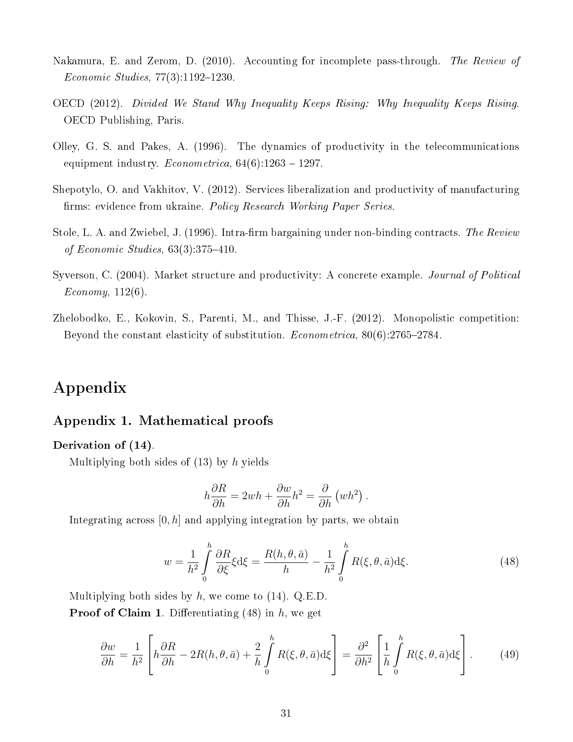Nakamura, E. and Zerom, D. (2010). Accounting for incomplete pass-through. *The Review of Economic Studies*, 77(3):1192–1230.

OECD (2012). *Divided We Stand Why Inequality Keeps Rising: Why Inequality Keeps Rising*. OECD Publishing, Paris.

Olley, G. S. and Pakes, A. (1996). The dynamics of productivity in the telecommunications equipment industry. *Econometrica*, 64(6):1263 – 1297.

Shepotylo, O. and Vakhitov, V. (2012). Services liberalization and productivity of manufacturing firms: evidence from ukraine. *Policy Research Working Paper Series*.

Stole, L. A. and Zwiebel, J. (1996). Intra-firm bargaining under non-binding contracts. *The Review of Economic Studies*, 63(3):375–410.

Syverson, C. (2004). Market structure and productivity: A concrete example. *Journal of Political Economy*, 112(6).

Zhelobodko, E., Kokovin, S., Parenti, M., and Thisse, J.-F. (2012). Monopolistic competition: Beyond the constant elasticity of substitution. *Econometrica*, 80(6):2765–2784.

# Appendix

## Appendix 1. Mathematical proofs

**Derivation of (14)**.

Multiplying both sides of (13) by $h$ yields

$$h\frac{\partial R}{\partial h} = 2wh + \frac{\partial w}{\partial h}h^2 = \frac{\partial}{\partial h}\left(wh^2\right).$$

Integrating across $[0, h]$ and applying integration by parts, we obtain

$$w = \frac{1}{h^2}\int_0^h \frac{\partial R}{\partial \xi}\xi \mathrm{d}\xi = \frac{R(h,\theta,\bar{a})}{h} - \frac{1}{h^2}\int_0^h R(\xi,\theta,\bar{a})\mathrm{d}\xi. \tag{48}$$

Multiplying both sides by $h$, we come to (14). Q.E.D.

**Proof of Claim 1**. Differentiating (48) in $h$, we get

$$\frac{\partial w}{\partial h} = \frac{1}{h^2}\left[h\frac{\partial R}{\partial h} - 2R(h,\theta,\bar{a}) + \frac{2}{h}\int_0^h R(\xi,\theta,\bar{a})\mathrm{d}\xi\right] = \frac{\partial^2}{\partial h^2}\left[\frac{1}{h}\int_0^h R(\xi,\theta,\bar{a})\mathrm{d}\xi\right]. \tag{49}$$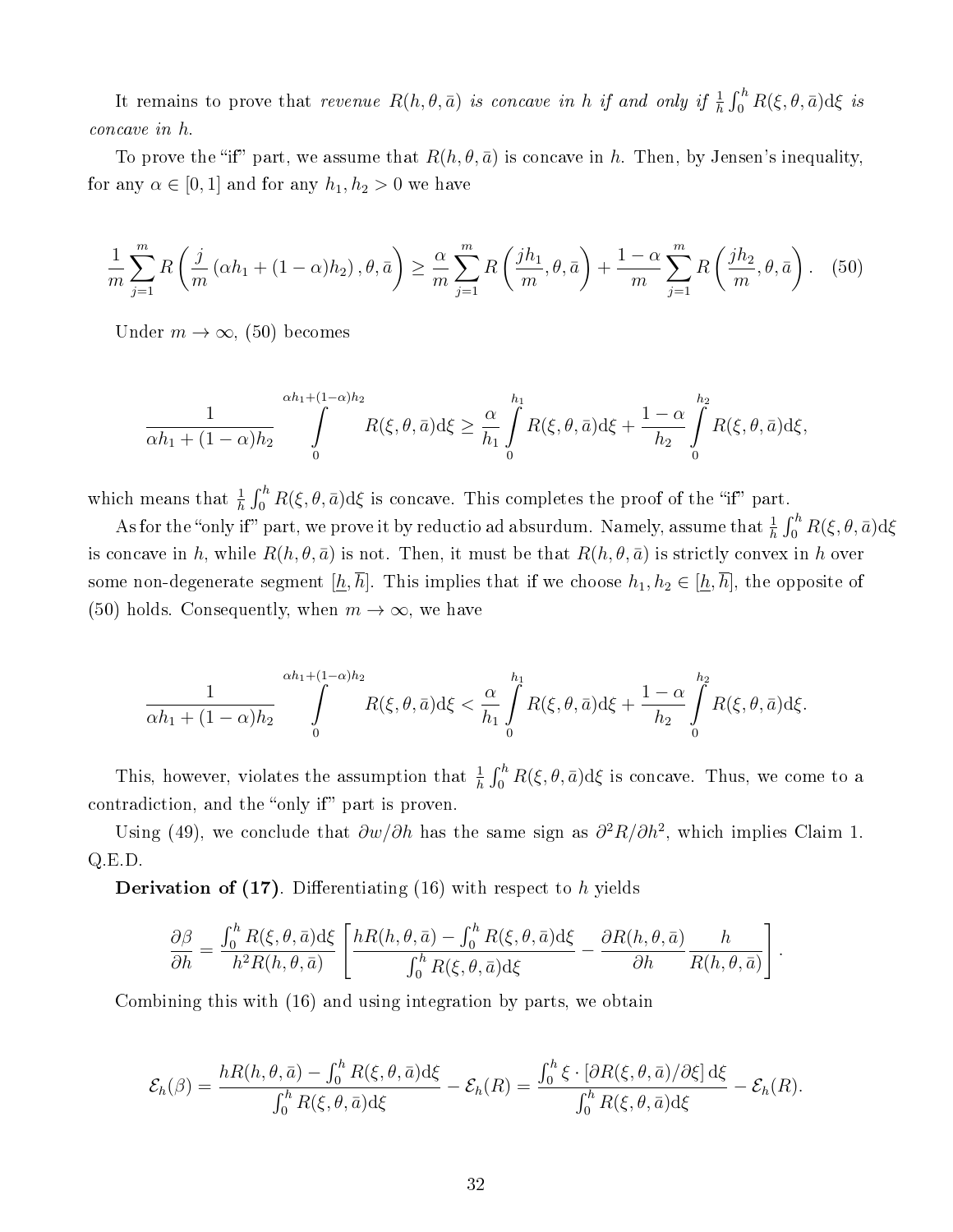It remains to prove that *revenue $R(h, \theta, \bar{a})$ is concave in $h$ if and only if $\frac{1}{h}\int_0^h R(\xi, \theta, \bar{a})\mathrm{d}\xi$ is concave in $h$.*

To prove the "if" part, we assume that $R(h, \theta, \bar{a})$ is concave in $h$. Then, by Jensen's inequality, for any $\alpha \in [0, 1]$ and for any $h_1, h_2 > 0$ we have

$$\frac{1}{m}\sum_{j=1}^{m} R\left(\frac{j}{m}\left(\alpha h_1 + (1-\alpha)h_2\right), \theta, \bar{a}\right) \geq \frac{\alpha}{m}\sum_{j=1}^{m} R\left(\frac{jh_1}{m}, \theta, \bar{a}\right) + \frac{1-\alpha}{m}\sum_{j=1}^{m} R\left(\frac{jh_2}{m}, \theta, \bar{a}\right). \quad (50)$$

Under $m \to \infty$, (50) becomes

$$\frac{1}{\alpha h_1 + (1-\alpha)h_2}\int_0^{\alpha h_1 + (1-\alpha)h_2} R(\xi, \theta, \bar{a})\mathrm{d}\xi \geq \frac{\alpha}{h_1}\int_0^{h_1} R(\xi, \theta, \bar{a})\mathrm{d}\xi + \frac{1-\alpha}{h_2}\int_0^{h_2} R(\xi, \theta, \bar{a})\mathrm{d}\xi,$$

which means that $\frac{1}{h}\int_0^h R(\xi, \theta, \bar{a})\mathrm{d}\xi$ is concave. This completes the proof of the "if" part.

As for the "only if" part, we prove it by reductio ad absurdum. Namely, assume that $\frac{1}{h}\int_0^h R(\xi, \theta, \bar{a})\mathrm{d}\xi$ is concave in $h$, while $R(h, \theta, \bar{a})$ is not. Then, it must be that $R(h, \theta, \bar{a})$ is strictly convex in $h$ over some non-degenerate segment $[\underline{h}, \overline{h}]$. This implies that if we choose $h_1, h_2 \in [\underline{h}, \overline{h}]$, the opposite of (50) holds. Consequently, when $m \to \infty$, we have

$$\frac{1}{\alpha h_1 + (1-\alpha)h_2}\int_0^{\alpha h_1 + (1-\alpha)h_2} R(\xi, \theta, \bar{a})\mathrm{d}\xi < \frac{\alpha}{h_1}\int_0^{h_1} R(\xi, \theta, \bar{a})\mathrm{d}\xi + \frac{1-\alpha}{h_2}\int_0^{h_2} R(\xi, \theta, \bar{a})\mathrm{d}\xi.$$

This, however, violates the assumption that $\frac{1}{h}\int_0^h R(\xi, \theta, \bar{a})\mathrm{d}\xi$ is concave. Thus, we come to a contradiction, and the "only if" part is proven.

Using (49), we conclude that $\partial w/\partial h$ has the same sign as $\partial^2 R/\partial h^2$, which implies Claim 1. Q.E.D.

**Derivation of (17)**. Differentiating (16) with respect to $h$ yields

$$\frac{\partial \beta}{\partial h} = \frac{\int_0^h R(\xi, \theta, \bar{a})\mathrm{d}\xi}{h^2 R(h, \theta, \bar{a})}\left[\frac{hR(h, \theta, \bar{a}) - \int_0^h R(\xi, \theta, \bar{a})\mathrm{d}\xi}{\int_0^h R(\xi, \theta, \bar{a})\mathrm{d}\xi} - \frac{\partial R(h, \theta, \bar{a})}{\partial h}\frac{h}{R(h, \theta, \bar{a})}\right].$$

Combining this with (16) and using integration by parts, we obtain

$$\mathcal{E}_h(\beta) = \frac{hR(h, \theta, \bar{a}) - \int_0^h R(\xi, \theta, \bar{a})\mathrm{d}\xi}{\int_0^h R(\xi, \theta, \bar{a})\mathrm{d}\xi} - \mathcal{E}_h(R) = \frac{\int_0^h \xi \cdot \left[\partial R(\xi, \theta, \bar{a})/\partial \xi\right]\mathrm{d}\xi}{\int_0^h R(\xi, \theta, \bar{a})\mathrm{d}\xi} - \mathcal{E}_h(R).$$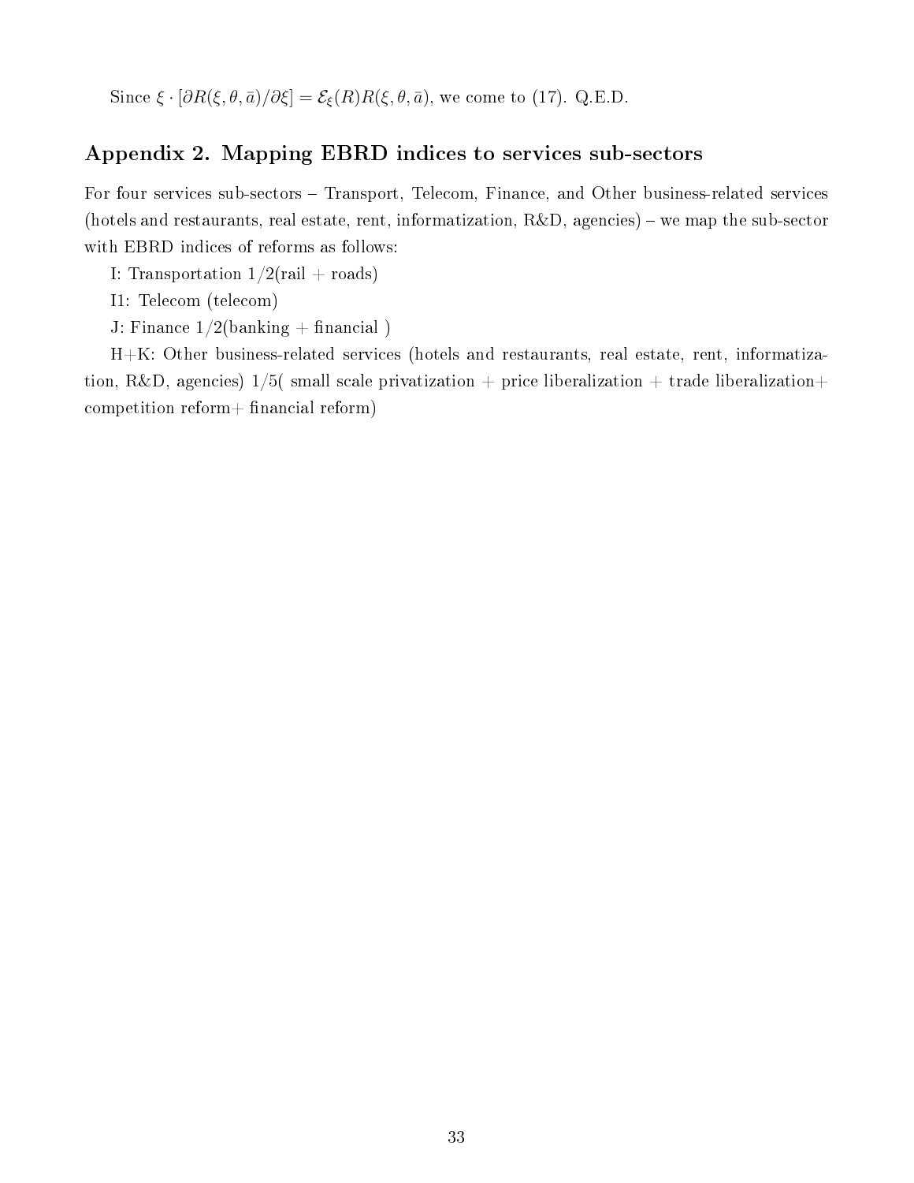Since $\xi \cdot [\partial R(\xi, \theta, \bar{a})/\partial \xi] = \mathcal{E}_{\xi}(R)R(\xi, \theta, \bar{a})$, we come to (17). Q.E.D.

## Appendix 2. Mapping EBRD indices to services sub-sectors

For four services sub-sectors – Transport, Telecom, Finance, and Other business-related services (hotels and restaurants, real estate, rent, informatization, R&D, agencies) – we map the sub-sector with EBRD indices of reforms as follows:

I: Transportation 1/2(rail + roads)

I1: Telecom (telecom)

J: Finance 1/2(banking + financial )

H+K: Other business-related services (hotels and restaurants, real estate, rent, informatization, R&D, agencies) 1/5( small scale privatization + price liberalization + trade liberalization+ competition reform+ financial reform)